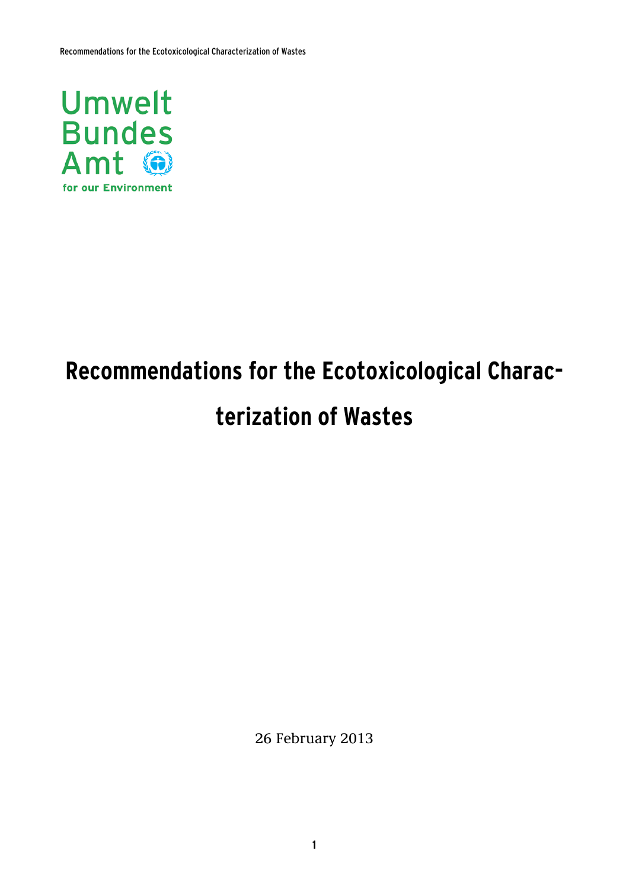Umwelt
Bundes
Amt
for our Environment

# Recommendations for the Ecotoxicological Characterization of Wastes

26 February 2013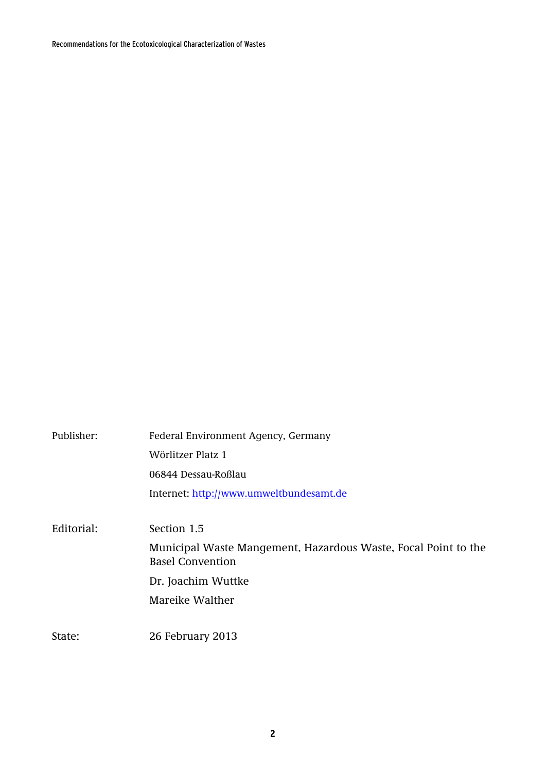| | |
|---|---|
| Publisher: | Federal Environment Agency, Germany |
| | Wörlitzer Platz 1 |
| | 06844 Dessau-Roßlau |
| | Internet: http://www.umweltbundesamt.de |
| Editorial: | Section 1.5 |
| | Municipal Waste Mangement, Hazardous Waste, Focal Point to the Basel Convention |
| | Dr. Joachim Wuttke |
| | Mareike Walther |
| State: | 26 February 2013 |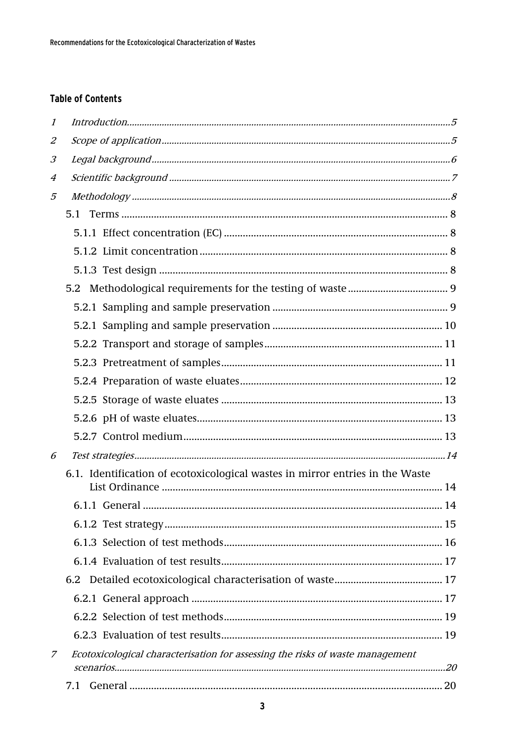## Table of Contents

*1 Introduction ... 5*

*2 Scope of application ... 5*

*3 Legal background ... 6*

*4 Scientific background ... 7*

*5 Methodology ... 8*

- 5.1 Terms ... 8
  - 5.1.1 Effect concentration (EC) ... 8
  - 5.1.2 Limit concentration ... 8
  - 5.1.3 Test design ... 8
- 5.2 Methodological requirements for the testing of waste ... 9
  - 5.2.1 Sampling and sample preservation ... 9
  - 5.2.1 Sampling and sample preservation ... 10
  - 5.2.2 Transport and storage of samples ... 11
  - 5.2.3 Pretreatment of samples ... 11
  - 5.2.4 Preparation of waste eluates ... 12
  - 5.2.5 Storage of waste eluates ... 13
  - 5.2.6 pH of waste eluates ... 13
  - 5.2.7 Control medium ... 13

*6 Test strategies ... 14*

- 6.1. Identification of ecotoxicological wastes in mirror entries in the Waste List Ordinance ... 14
  - 6.1.1 General ... 14
  - 6.1.2 Test strategy ... 15
  - 6.1.3 Selection of test methods ... 16
  - 6.1.4 Evaluation of test results ... 17
- 6.2 Detailed ecotoxicological characterisation of waste ... 17
  - 6.2.1 General approach ... 17
  - 6.2.2 Selection of test methods ... 19
  - 6.2.3 Evaluation of test results ... 19

*7 Ecotoxicological characterisation for assessing the risks of waste management scenarios ... 20*

- 7.1 General ... 20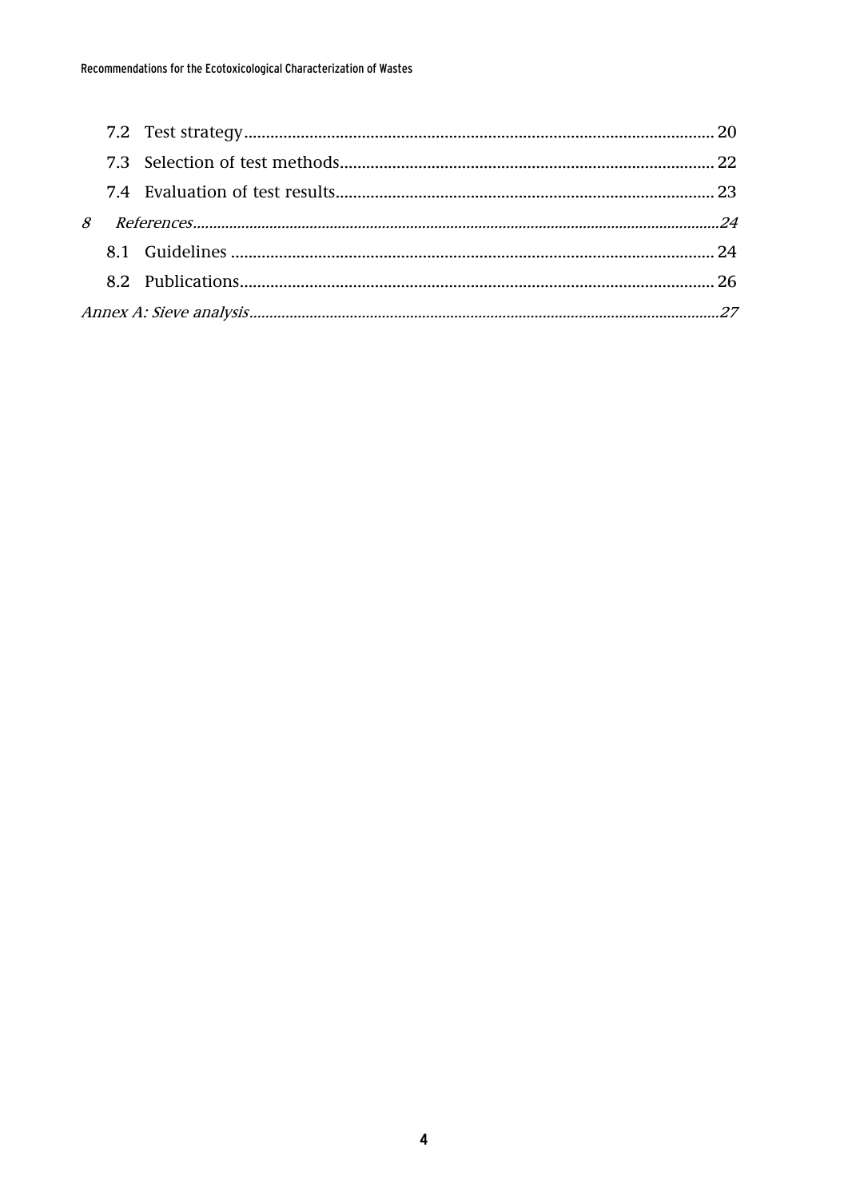7.2 Test strategy........................................................................................................20

7.3 Selection of test methods.....................................................................................22

7.4 Evaluation of test results.....................................................................................23

*8 References...............................................................................................................24*

8.1 Guidelines ............................................................................................................24

8.2 Publications..........................................................................................................26

*Annex A: Sieve analysis..................................................................................................27*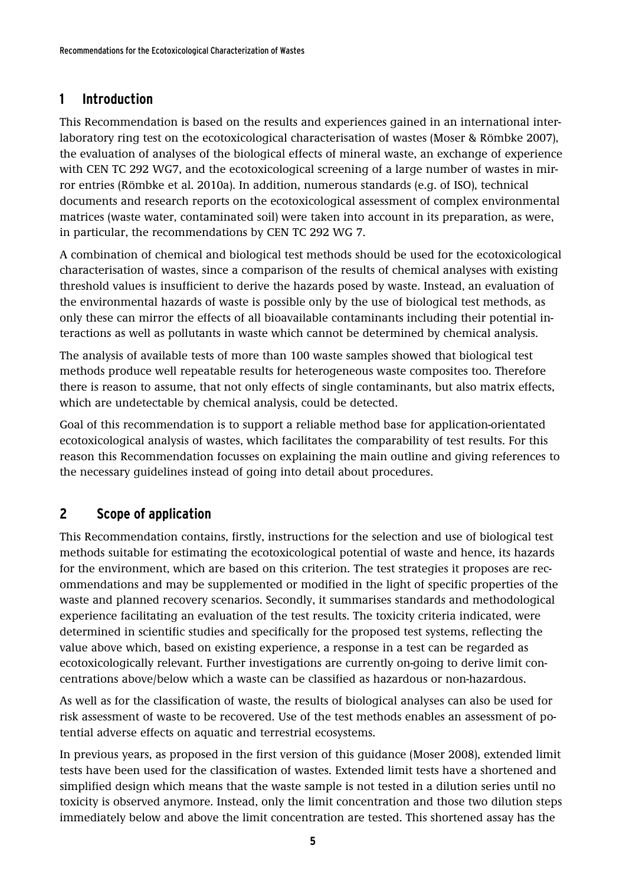## 1 Introduction

This Recommendation is based on the results and experiences gained in an international interlaboratory ring test on the ecotoxicological characterisation of wastes (Moser & Römbke 2007), the evaluation of analyses of the biological effects of mineral waste, an exchange of experience with CEN TC 292 WG7, and the ecotoxicological screening of a large number of wastes in mirror entries (Römbke et al. 2010a). In addition, numerous standards (e.g. of ISO), technical documents and research reports on the ecotoxicological assessment of complex environmental matrices (waste water, contaminated soil) were taken into account in its preparation, as were, in particular, the recommendations by CEN TC 292 WG 7.

A combination of chemical and biological test methods should be used for the ecotoxicological characterisation of wastes, since a comparison of the results of chemical analyses with existing threshold values is insufficient to derive the hazards posed by waste. Instead, an evaluation of the environmental hazards of waste is possible only by the use of biological test methods, as only these can mirror the effects of all bioavailable contaminants including their potential interactions as well as pollutants in waste which cannot be determined by chemical analysis.

The analysis of available tests of more than 100 waste samples showed that biological test methods produce well repeatable results for heterogeneous waste composites too. Therefore there is reason to assume, that not only effects of single contaminants, but also matrix effects, which are undetectable by chemical analysis, could be detected.

Goal of this recommendation is to support a reliable method base for application-orientated ecotoxicological analysis of wastes, which facilitates the comparability of test results. For this reason this Recommendation focusses on explaining the main outline and giving references to the necessary guidelines instead of going into detail about procedures.

## 2 Scope of application

This Recommendation contains, firstly, instructions for the selection and use of biological test methods suitable for estimating the ecotoxicological potential of waste and hence, its hazards for the environment, which are based on this criterion. The test strategies it proposes are recommendations and may be supplemented or modified in the light of specific properties of the waste and planned recovery scenarios. Secondly, it summarises standards and methodological experience facilitating an evaluation of the test results. The toxicity criteria indicated, were determined in scientific studies and specifically for the proposed test systems, reflecting the value above which, based on existing experience, a response in a test can be regarded as ecotoxicologically relevant. Further investigations are currently on-going to derive limit concentrations above/below which a waste can be classified as hazardous or non-hazardous.

As well as for the classification of waste, the results of biological analyses can also be used for risk assessment of waste to be recovered. Use of the test methods enables an assessment of potential adverse effects on aquatic and terrestrial ecosystems.

In previous years, as proposed in the first version of this guidance (Moser 2008), extended limit tests have been used for the classification of wastes. Extended limit tests have a shortened and simplified design which means that the waste sample is not tested in a dilution series until no toxicity is observed anymore. Instead, only the limit concentration and those two dilution steps immediately below and above the limit concentration are tested. This shortened assay has the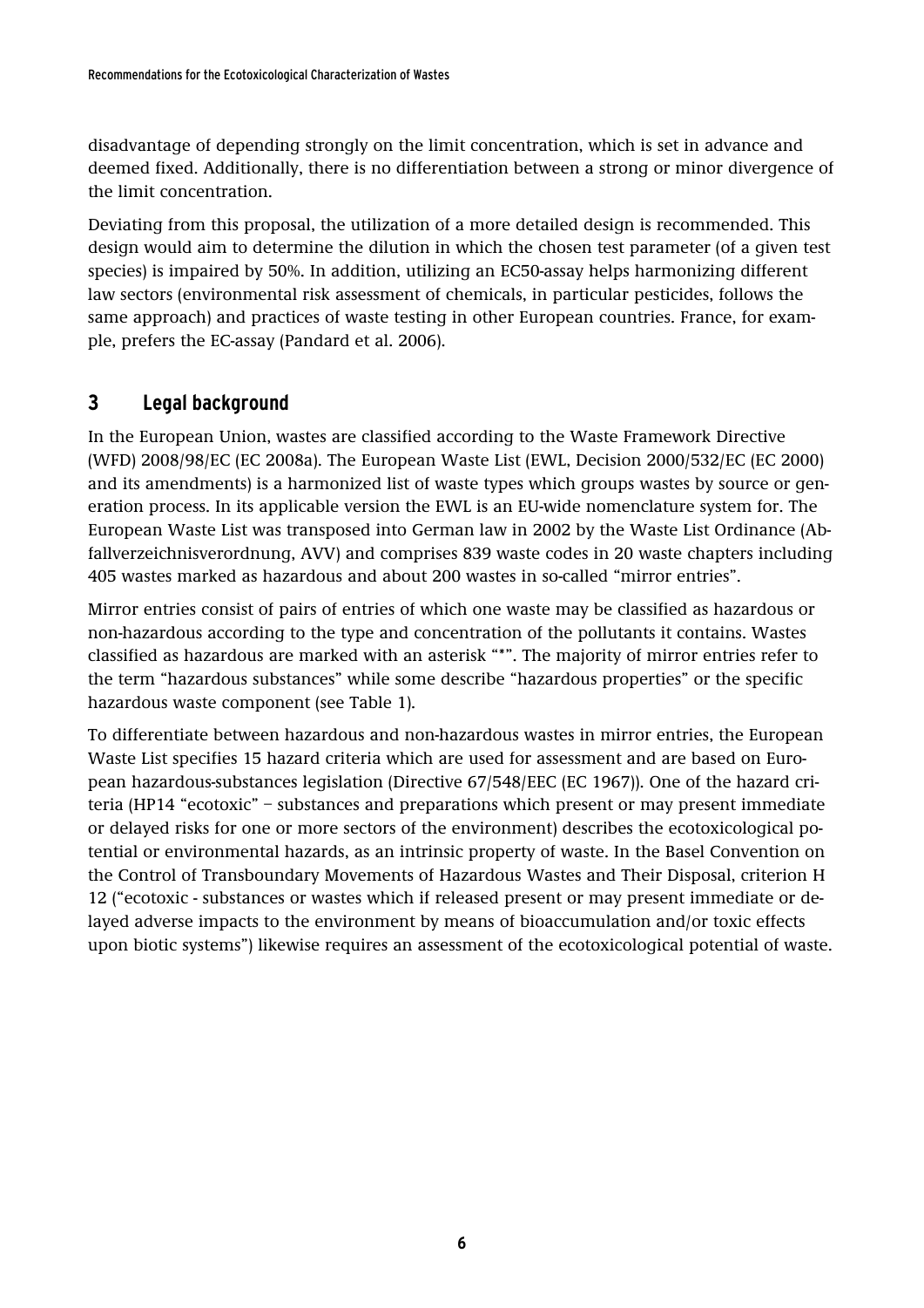disadvantage of depending strongly on the limit concentration, which is set in advance and deemed fixed. Additionally, there is no differentiation between a strong or minor divergence of the limit concentration.

Deviating from this proposal, the utilization of a more detailed design is recommended. This design would aim to determine the dilution in which the chosen test parameter (of a given test species) is impaired by 50%. In addition, utilizing an EC50-assay helps harmonizing different law sectors (environmental risk assessment of chemicals, in particular pesticides, follows the same approach) and practices of waste testing in other European countries. France, for example, prefers the EC-assay (Pandard et al. 2006).

## 3 Legal background

In the European Union, wastes are classified according to the Waste Framework Directive (WFD) 2008/98/EC (EC 2008a). The European Waste List (EWL, Decision 2000/532/EC (EC 2000) and its amendments) is a harmonized list of waste types which groups wastes by source or generation process. In its applicable version the EWL is an EU-wide nomenclature system for. The European Waste List was transposed into German law in 2002 by the Waste List Ordinance (Abfallverzeichnisverordnung, AVV) and comprises 839 waste codes in 20 waste chapters including 405 wastes marked as hazardous and about 200 wastes in so-called "mirror entries".

Mirror entries consist of pairs of entries of which one waste may be classified as hazardous or non-hazardous according to the type and concentration of the pollutants it contains. Wastes classified as hazardous are marked with an asterisk "*". The majority of mirror entries refer to the term "hazardous substances" while some describe "hazardous properties" or the specific hazardous waste component (see Table 1).

To differentiate between hazardous and non-hazardous wastes in mirror entries, the European Waste List specifies 15 hazard criteria which are used for assessment and are based on European hazardous-substances legislation (Directive 67/548/EEC (EC 1967)). One of the hazard criteria (HP14 "ecotoxic" – substances and preparations which present or may present immediate or delayed risks for one or more sectors of the environment) describes the ecotoxicological potential or environmental hazards, as an intrinsic property of waste. In the Basel Convention on the Control of Transboundary Movements of Hazardous Wastes and Their Disposal, criterion H 12 ("ecotoxic - substances or wastes which if released present or may present immediate or delayed adverse impacts to the environment by means of bioaccumulation and/or toxic effects upon biotic systems") likewise requires an assessment of the ecotoxicological potential of waste.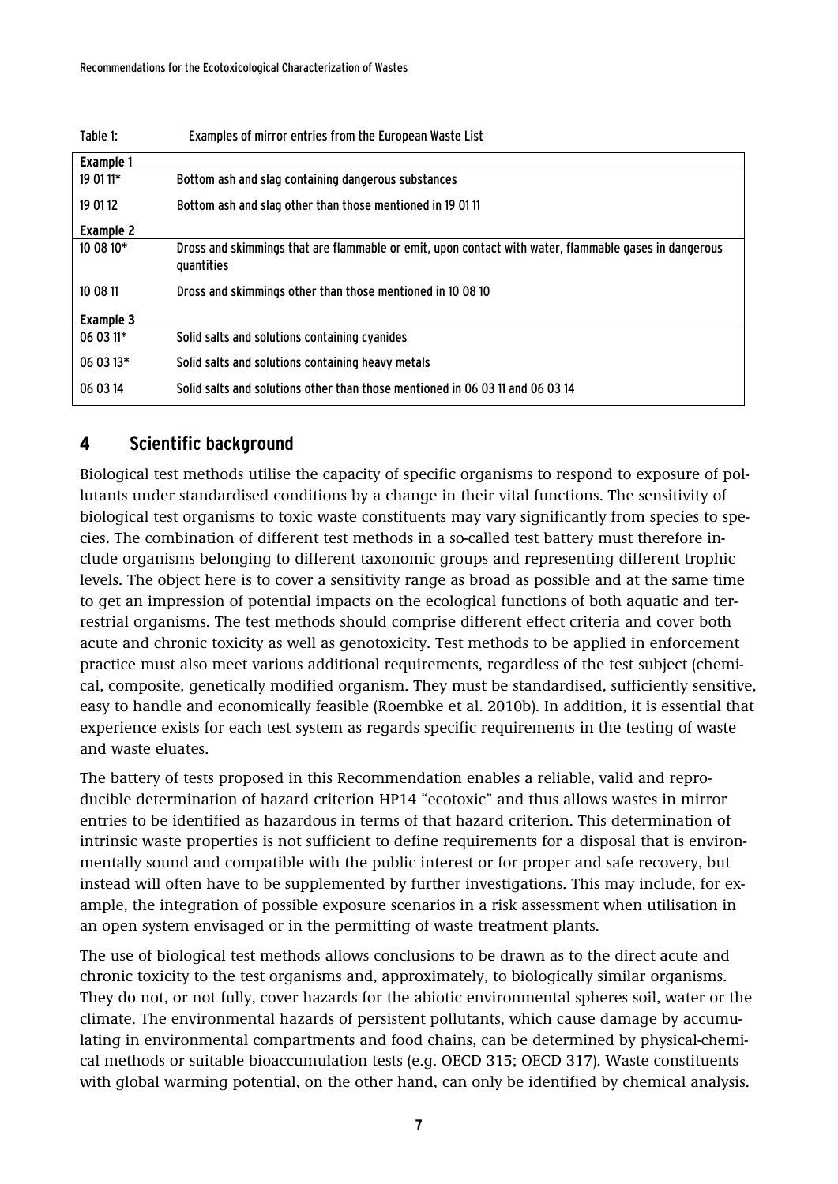Table 1: Examples of mirror entries from the European Waste List

| **Example 1** | |
|---|---|
| 19 01 11* | Bottom ash and slag containing dangerous substances |
| 19 01 12 | Bottom ash and slag other than those mentioned in 19 01 11 |
| **Example 2** | |
| 10 08 10* | Dross and skimmings that are flammable or emit, upon contact with water, flammable gases in dangerous quantities |
| 10 08 11 | Dross and skimmings other than those mentioned in 10 08 10 |
| **Example 3** | |
| 06 03 11* | Solid salts and solutions containing cyanides |
| 06 03 13* | Solid salts and solutions containing heavy metals |
| 06 03 14 | Solid salts and solutions other than those mentioned in 06 03 11 and 06 03 14 |

## 4 Scientific background

Biological test methods utilise the capacity of specific organisms to respond to exposure of pollutants under standardised conditions by a change in their vital functions. The sensitivity of biological test organisms to toxic waste constituents may vary significantly from species to species. The combination of different test methods in a so-called test battery must therefore include organisms belonging to different taxonomic groups and representing different trophic levels. The object here is to cover a sensitivity range as broad as possible and at the same time to get an impression of potential impacts on the ecological functions of both aquatic and terrestrial organisms. The test methods should comprise different effect criteria and cover both acute and chronic toxicity as well as genotoxicity. Test methods to be applied in enforcement practice must also meet various additional requirements, regardless of the test subject (chemical, composite, genetically modified organism. They must be standardised, sufficiently sensitive, easy to handle and economically feasible (Roembke et al. 2010b). In addition, it is essential that experience exists for each test system as regards specific requirements in the testing of waste and waste eluates.

The battery of tests proposed in this Recommendation enables a reliable, valid and reproducible determination of hazard criterion HP14 "ecotoxic" and thus allows wastes in mirror entries to be identified as hazardous in terms of that hazard criterion. This determination of intrinsic waste properties is not sufficient to define requirements for a disposal that is environmentally sound and compatible with the public interest or for proper and safe recovery, but instead will often have to be supplemented by further investigations. This may include, for example, the integration of possible exposure scenarios in a risk assessment when utilisation in an open system envisaged or in the permitting of waste treatment plants.

The use of biological test methods allows conclusions to be drawn as to the direct acute and chronic toxicity to the test organisms and, approximately, to biologically similar organisms. They do not, or not fully, cover hazards for the abiotic environmental spheres soil, water or the climate. The environmental hazards of persistent pollutants, which cause damage by accumulating in environmental compartments and food chains, can be determined by physical-chemical methods or suitable bioaccumulation tests (e.g. OECD 315; OECD 317). Waste constituents with global warming potential, on the other hand, can only be identified by chemical analysis.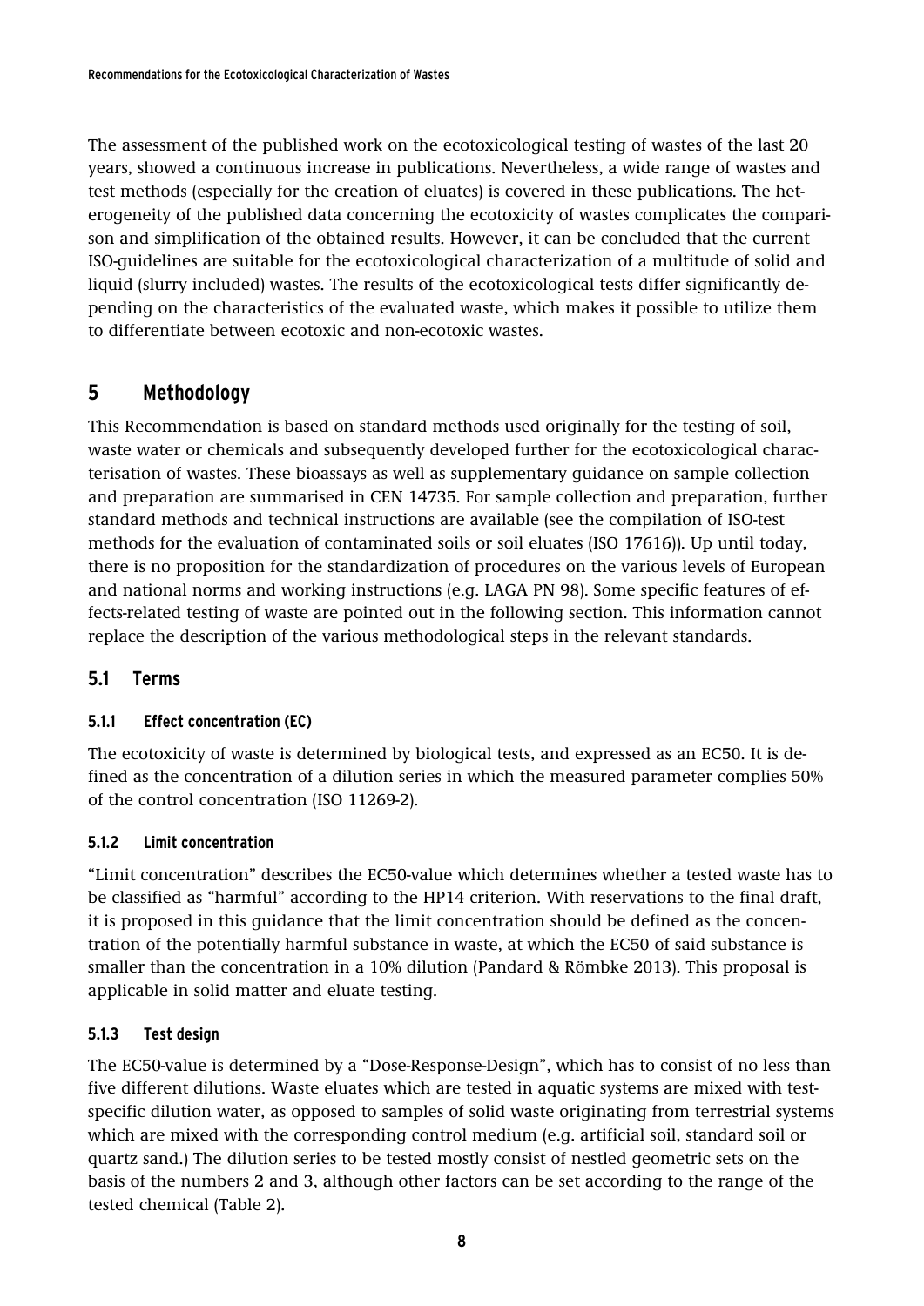The assessment of the published work on the ecotoxicological testing of wastes of the last 20 years, showed a continuous increase in publications. Nevertheless, a wide range of wastes and test methods (especially for the creation of eluates) is covered in these publications. The heterogeneity of the published data concerning the ecotoxicity of wastes complicates the comparison and simplification of the obtained results. However, it can be concluded that the current ISO-guidelines are suitable for the ecotoxicological characterization of a multitude of solid and liquid (slurry included) wastes. The results of the ecotoxicological tests differ significantly depending on the characteristics of the evaluated waste, which makes it possible to utilize them to differentiate between ecotoxic and non-ecotoxic wastes.

## 5 Methodology

This Recommendation is based on standard methods used originally for the testing of soil, waste water or chemicals and subsequently developed further for the ecotoxicological characterisation of wastes. These bioassays as well as supplementary guidance on sample collection and preparation are summarised in CEN 14735. For sample collection and preparation, further standard methods and technical instructions are available (see the compilation of ISO-test methods for the evaluation of contaminated soils or soil eluates (ISO 17616)). Up until today, there is no proposition for the standardization of procedures on the various levels of European and national norms and working instructions (e.g. LAGA PN 98). Some specific features of effects-related testing of waste are pointed out in the following section. This information cannot replace the description of the various methodological steps in the relevant standards.

### 5.1 Terms

#### 5.1.1 Effect concentration (EC)

The ecotoxicity of waste is determined by biological tests, and expressed as an EC50. It is defined as the concentration of a dilution series in which the measured parameter complies 50% of the control concentration (ISO 11269-2).

#### 5.1.2 Limit concentration

"Limit concentration" describes the EC50-value which determines whether a tested waste has to be classified as "harmful" according to the HP14 criterion. With reservations to the final draft, it is proposed in this guidance that the limit concentration should be defined as the concentration of the potentially harmful substance in waste, at which the EC50 of said substance is smaller than the concentration in a 10% dilution (Pandard & Römbke 2013). This proposal is applicable in solid matter and eluate testing.

#### 5.1.3 Test design

The EC50-value is determined by a "Dose-Response-Design", which has to consist of no less than five different dilutions. Waste eluates which are tested in aquatic systems are mixed with test-specific dilution water, as opposed to samples of solid waste originating from terrestrial systems which are mixed with the corresponding control medium (e.g. artificial soil, standard soil or quartz sand.) The dilution series to be tested mostly consist of nestled geometric sets on the basis of the numbers 2 and 3, although other factors can be set according to the range of the tested chemical (Table 2).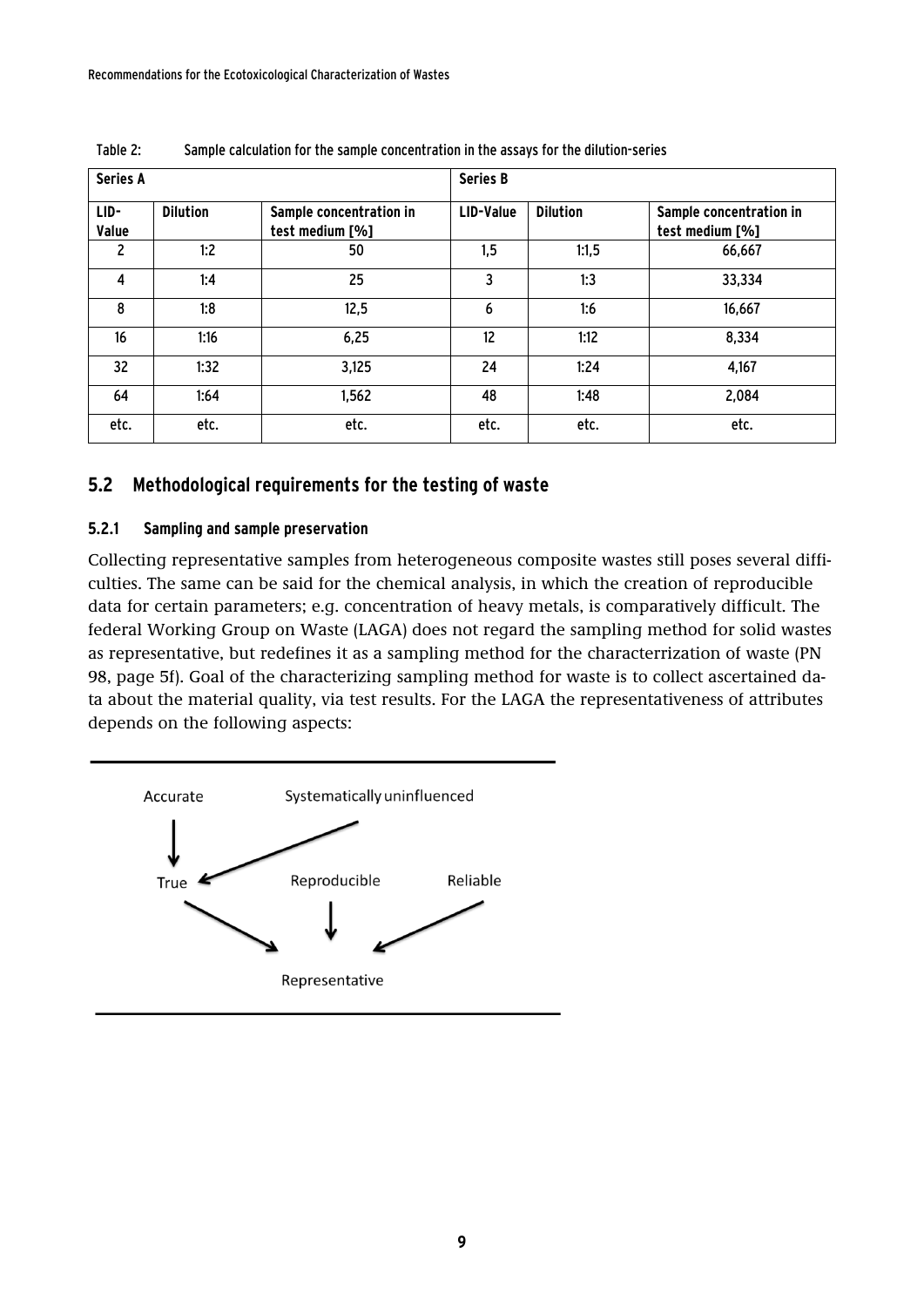Table 2: Sample calculation for the sample concentration in the assays for the dilution-series

| Series A | | | Series B | | |
|---|---|---|---|---|---|
| LID-Value | Dilution | Sample concentration in test medium [%] | LID-Value | Dilution | Sample concentration in test medium [%] |
| 2 | 1:2 | 50 | 1,5 | 1:1,5 | 66,667 |
| 4 | 1:4 | 25 | 3 | 1:3 | 33,334 |
| 8 | 1:8 | 12,5 | 6 | 1:6 | 16,667 |
| 16 | 1:16 | 6,25 | 12 | 1:12 | 8,334 |
| 32 | 1:32 | 3,125 | 24 | 1:24 | 4,167 |
| 64 | 1:64 | 1,562 | 48 | 1:48 | 2,084 |
| etc. | etc. | etc. | etc. | etc. | etc. |

## 5.2 Methodological requirements for the testing of waste

### 5.2.1 Sampling and sample preservation

Collecting representative samples from heterogeneous composite wastes still poses several difficulties. The same can be said for the chemical analysis, in which the creation of reproducible data for certain parameters; e.g. concentration of heavy metals, is comparatively difficult. The federal Working Group on Waste (LAGA) does not regard the sampling method for solid wastes as representative, but redefines it as a sampling method for the characterrization of waste (PN 98, page 5f). Goal of the characterizing sampling method for waste is to collect ascertained data about the material quality, via test results. For the LAGA the representativeness of attributes depends on the following aspects:

Accurate → True
Systematically uninfluenced → True
True → Representative
Reproducible → Representative
Reliable → Representative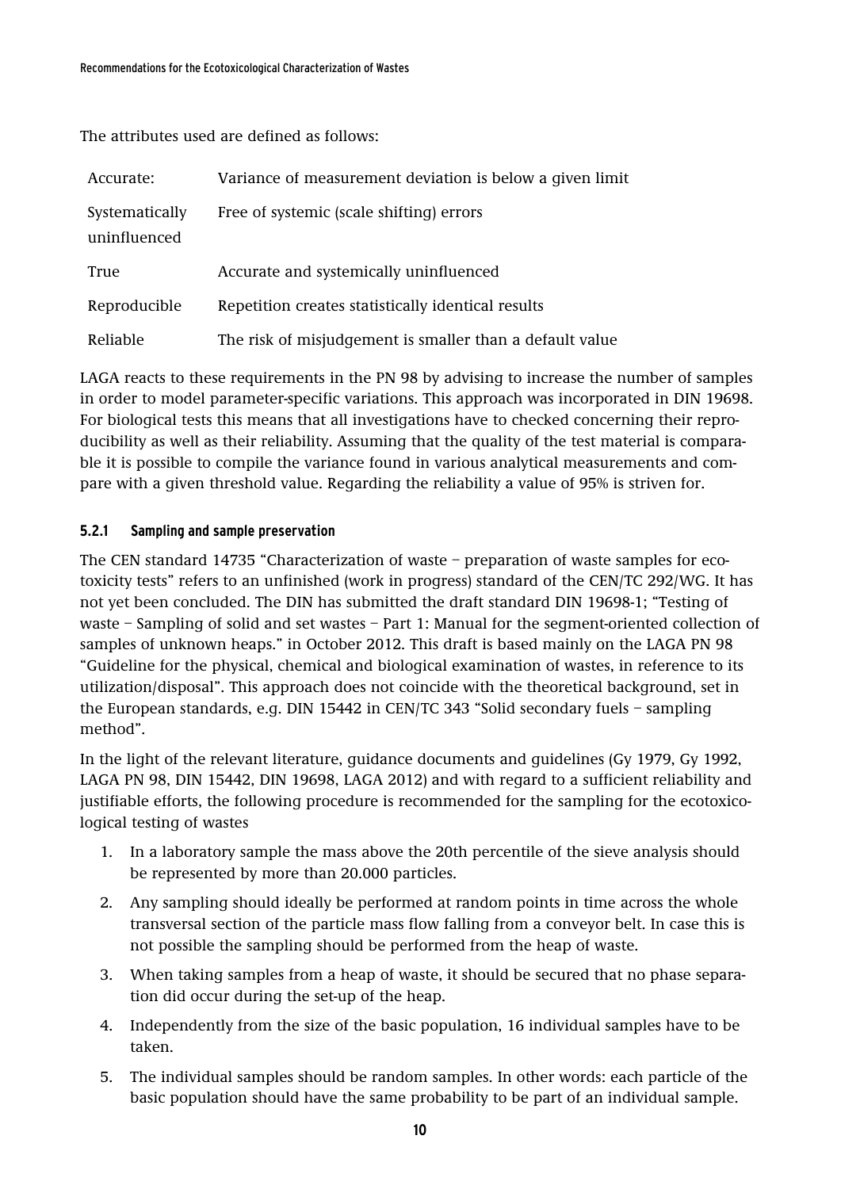The attributes used are defined as follows:

| Accurate: | Variance of measurement deviation is below a given limit |
|---|---|
| Systematically uninfluenced | Free of systemic (scale shifting) errors |
| True | Accurate and systemically uninfluenced |
| Reproducible | Repetition creates statistically identical results |
| Reliable | The risk of misjudgement is smaller than a default value |

LAGA reacts to these requirements in the PN 98 by advising to increase the number of samples in order to model parameter-specific variations. This approach was incorporated in DIN 19698. For biological tests this means that all investigations have to checked concerning their reproducibility as well as their reliability. Assuming that the quality of the test material is comparable it is possible to compile the variance found in various analytical measurements and compare with a given threshold value. Regarding the reliability a value of 95% is striven for.

### 5.2.1 Sampling and sample preservation

The CEN standard 14735 "Characterization of waste – preparation of waste samples for ecotoxicity tests" refers to an unfinished (work in progress) standard of the CEN/TC 292/WG. It has not yet been concluded. The DIN has submitted the draft standard DIN 19698-1; "Testing of waste – Sampling of solid and set wastes – Part 1: Manual for the segment-oriented collection of samples of unknown heaps." in October 2012. This draft is based mainly on the LAGA PN 98 "Guideline for the physical, chemical and biological examination of wastes, in reference to its utilization/disposal". This approach does not coincide with the theoretical background, set in the European standards, e.g. DIN 15442 in CEN/TC 343 "Solid secondary fuels – sampling method".

In the light of the relevant literature, guidance documents and guidelines (Gy 1979, Gy 1992, LAGA PN 98, DIN 15442, DIN 19698, LAGA 2012) and with regard to a sufficient reliability and justifiable efforts, the following procedure is recommended for the sampling for the ecotoxicological testing of wastes

1. In a laboratory sample the mass above the 20th percentile of the sieve analysis should be represented by more than 20.000 particles.
2. Any sampling should ideally be performed at random points in time across the whole transversal section of the particle mass flow falling from a conveyor belt. In case this is not possible the sampling should be performed from the heap of waste.
3. When taking samples from a heap of waste, it should be secured that no phase separation did occur during the set-up of the heap.
4. Independently from the size of the basic population, 16 individual samples have to be taken.
5. The individual samples should be random samples. In other words: each particle of the basic population should have the same probability to be part of an individual sample.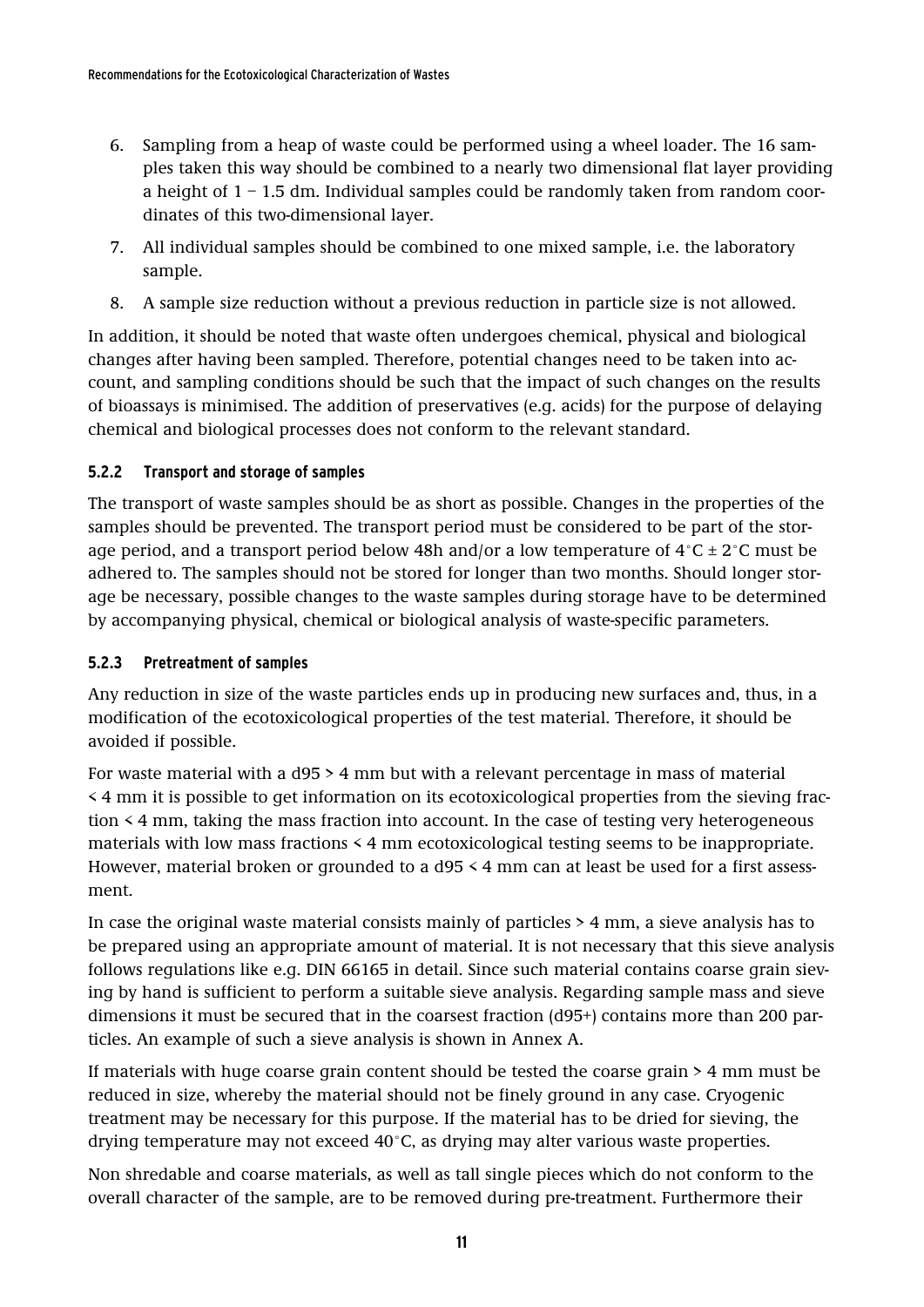6. Sampling from a heap of waste could be performed using a wheel loader. The 16 samples taken this way should be combined to a nearly two dimensional flat layer providing a height of 1 – 1.5 dm. Individual samples could be randomly taken from random coordinates of this two-dimensional layer.
7. All individual samples should be combined to one mixed sample, i.e. the laboratory sample.
8. A sample size reduction without a previous reduction in particle size is not allowed.

In addition, it should be noted that waste often undergoes chemical, physical and biological changes after having been sampled. Therefore, potential changes need to be taken into account, and sampling conditions should be such that the impact of such changes on the results of bioassays is minimised. The addition of preservatives (e.g. acids) for the purpose of delaying chemical and biological processes does not conform to the relevant standard.

### 5.2.2 Transport and storage of samples

The transport of waste samples should be as short as possible. Changes in the properties of the samples should be prevented. The transport period must be considered to be part of the storage period, and a transport period below 48h and/or a low temperature of 4°C ± 2°C must be adhered to. The samples should not be stored for longer than two months. Should longer storage be necessary, possible changes to the waste samples during storage have to be determined by accompanying physical, chemical or biological analysis of waste-specific parameters.

### 5.2.3 Pretreatment of samples

Any reduction in size of the waste particles ends up in producing new surfaces and, thus, in a modification of the ecotoxicological properties of the test material. Therefore, it should be avoided if possible.

For waste material with a d95 > 4 mm but with a relevant percentage in mass of material < 4 mm it is possible to get information on its ecotoxicological properties from the sieving fraction < 4 mm, taking the mass fraction into account. In the case of testing very heterogeneous materials with low mass fractions < 4 mm ecotoxicological testing seems to be inappropriate. However, material broken or grounded to a d95 < 4 mm can at least be used for a first assessment.

In case the original waste material consists mainly of particles > 4 mm, a sieve analysis has to be prepared using an appropriate amount of material. It is not necessary that this sieve analysis follows regulations like e.g. DIN 66165 in detail. Since such material contains coarse grain sieving by hand is sufficient to perform a suitable sieve analysis. Regarding sample mass and sieve dimensions it must be secured that in the coarsest fraction (d95+) contains more than 200 particles. An example of such a sieve analysis is shown in Annex A.

If materials with huge coarse grain content should be tested the coarse grain > 4 mm must be reduced in size, whereby the material should not be finely ground in any case. Cryogenic treatment may be necessary for this purpose. If the material has to be dried for sieving, the drying temperature may not exceed 40°C, as drying may alter various waste properties.

Non shredable and coarse materials, as well as tall single pieces which do not conform to the overall character of the sample, are to be removed during pre-treatment. Furthermore their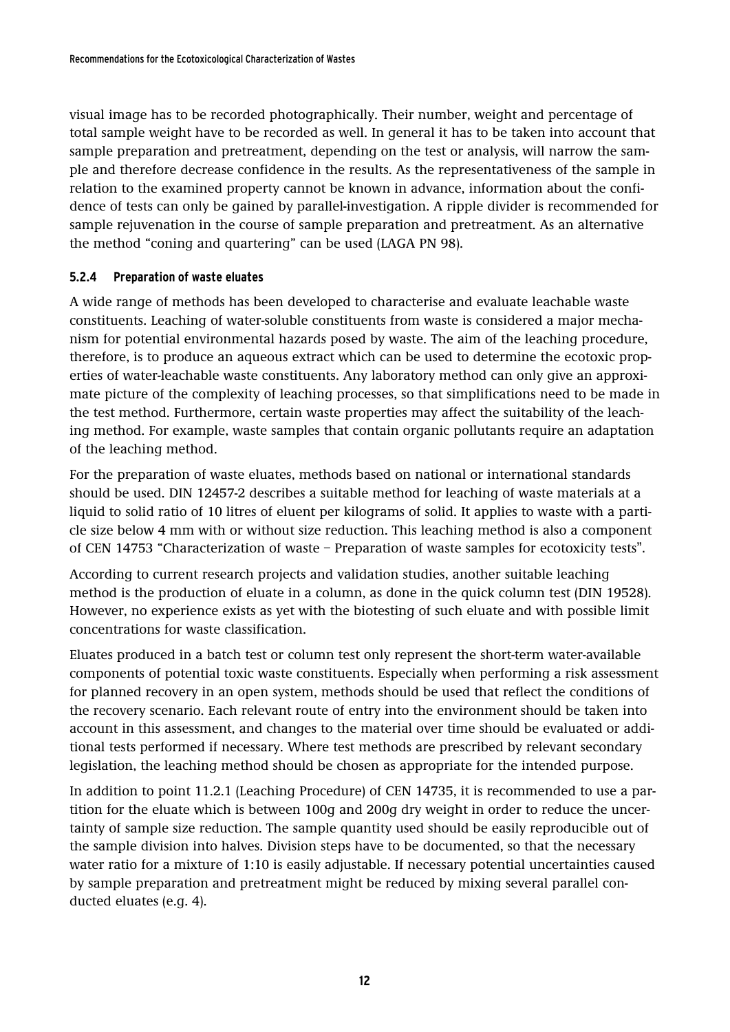visual image has to be recorded photographically. Their number, weight and percentage of total sample weight have to be recorded as well. In general it has to be taken into account that sample preparation and pretreatment, depending on the test or analysis, will narrow the sample and therefore decrease confidence in the results. As the representativeness of the sample in relation to the examined property cannot be known in advance, information about the confidence of tests can only be gained by parallel-investigation. A ripple divider is recommended for sample rejuvenation in the course of sample preparation and pretreatment. As an alternative the method "coning and quartering" can be used (LAGA PN 98).

#### 5.2.4 Preparation of waste eluates

A wide range of methods has been developed to characterise and evaluate leachable waste constituents. Leaching of water-soluble constituents from waste is considered a major mechanism for potential environmental hazards posed by waste. The aim of the leaching procedure, therefore, is to produce an aqueous extract which can be used to determine the ecotoxic properties of water-leachable waste constituents. Any laboratory method can only give an approximate picture of the complexity of leaching processes, so that simplifications need to be made in the test method. Furthermore, certain waste properties may affect the suitability of the leaching method. For example, waste samples that contain organic pollutants require an adaptation of the leaching method.

For the preparation of waste eluates, methods based on national or international standards should be used. DIN 12457-2 describes a suitable method for leaching of waste materials at a liquid to solid ratio of 10 litres of eluent per kilograms of solid. It applies to waste with a particle size below 4 mm with or without size reduction. This leaching method is also a component of CEN 14753 "Characterization of waste – Preparation of waste samples for ecotoxicity tests".

According to current research projects and validation studies, another suitable leaching method is the production of eluate in a column, as done in the quick column test (DIN 19528). However, no experience exists as yet with the biotesting of such eluate and with possible limit concentrations for waste classification.

Eluates produced in a batch test or column test only represent the short-term water-available components of potential toxic waste constituents. Especially when performing a risk assessment for planned recovery in an open system, methods should be used that reflect the conditions of the recovery scenario. Each relevant route of entry into the environment should be taken into account in this assessment, and changes to the material over time should be evaluated or additional tests performed if necessary. Where test methods are prescribed by relevant secondary legislation, the leaching method should be chosen as appropriate for the intended purpose.

In addition to point 11.2.1 (Leaching Procedure) of CEN 14735, it is recommended to use a partition for the eluate which is between 100g and 200g dry weight in order to reduce the uncertainty of sample size reduction. The sample quantity used should be easily reproducible out of the sample division into halves. Division steps have to be documented, so that the necessary water ratio for a mixture of 1:10 is easily adjustable. If necessary potential uncertainties caused by sample preparation and pretreatment might be reduced by mixing several parallel conducted eluates (e.g. 4).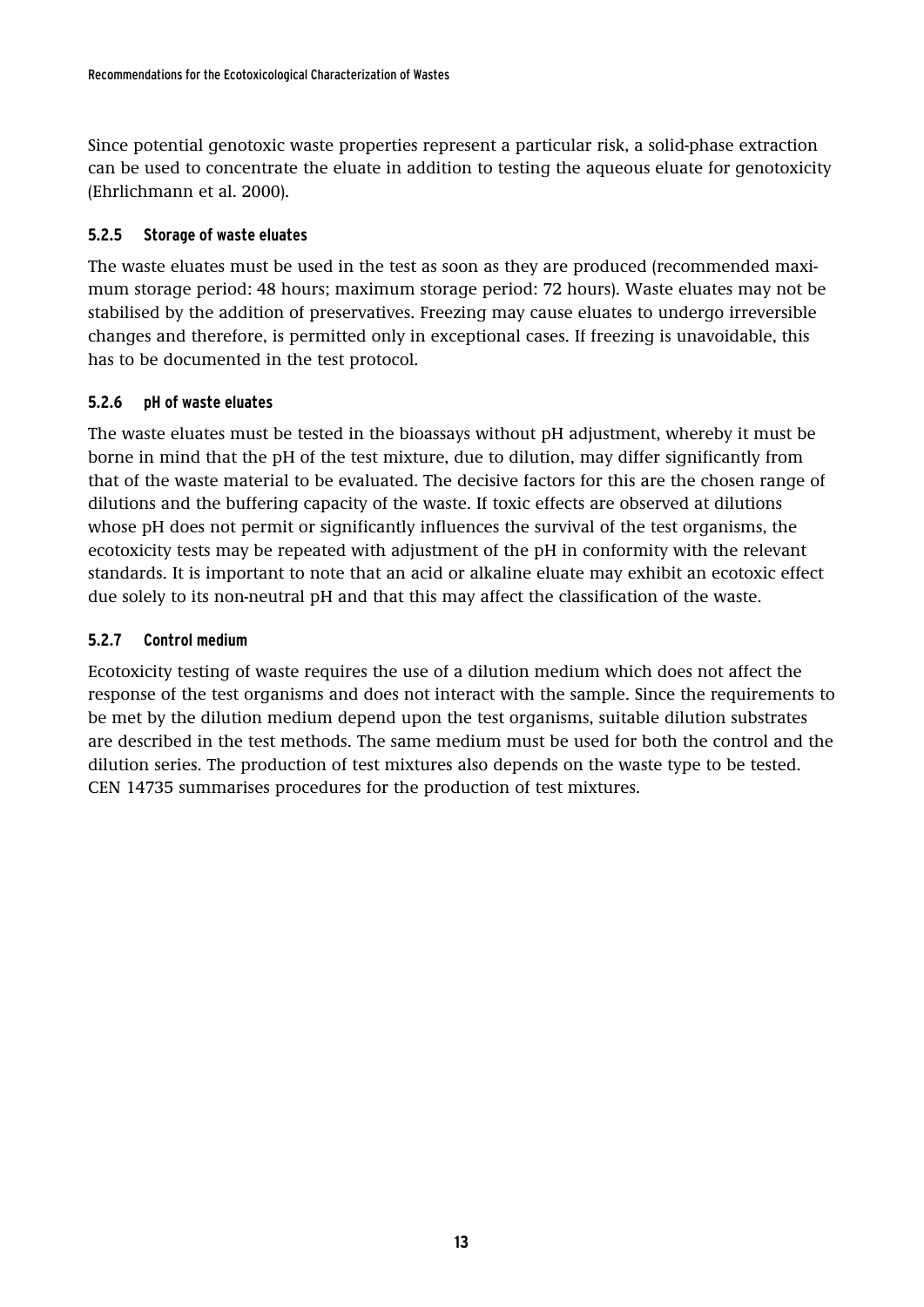Since potential genotoxic waste properties represent a particular risk, a solid-phase extraction can be used to concentrate the eluate in addition to testing the aqueous eluate for genotoxicity (Ehrlichmann et al. 2000).

### 5.2.5 Storage of waste eluates

The waste eluates must be used in the test as soon as they are produced (recommended maximum storage period: 48 hours; maximum storage period: 72 hours). Waste eluates may not be stabilised by the addition of preservatives. Freezing may cause eluates to undergo irreversible changes and therefore, is permitted only in exceptional cases. If freezing is unavoidable, this has to be documented in the test protocol.

### 5.2.6 pH of waste eluates

The waste eluates must be tested in the bioassays without pH adjustment, whereby it must be borne in mind that the pH of the test mixture, due to dilution, may differ significantly from that of the waste material to be evaluated. The decisive factors for this are the chosen range of dilutions and the buffering capacity of the waste. If toxic effects are observed at dilutions whose pH does not permit or significantly influences the survival of the test organisms, the ecotoxicity tests may be repeated with adjustment of the pH in conformity with the relevant standards. It is important to note that an acid or alkaline eluate may exhibit an ecotoxic effect due solely to its non-neutral pH and that this may affect the classification of the waste.

### 5.2.7 Control medium

Ecotoxicity testing of waste requires the use of a dilution medium which does not affect the response of the test organisms and does not interact with the sample. Since the requirements to be met by the dilution medium depend upon the test organisms, suitable dilution substrates are described in the test methods. The same medium must be used for both the control and the dilution series. The production of test mixtures also depends on the waste type to be tested. CEN 14735 summarises procedures for the production of test mixtures.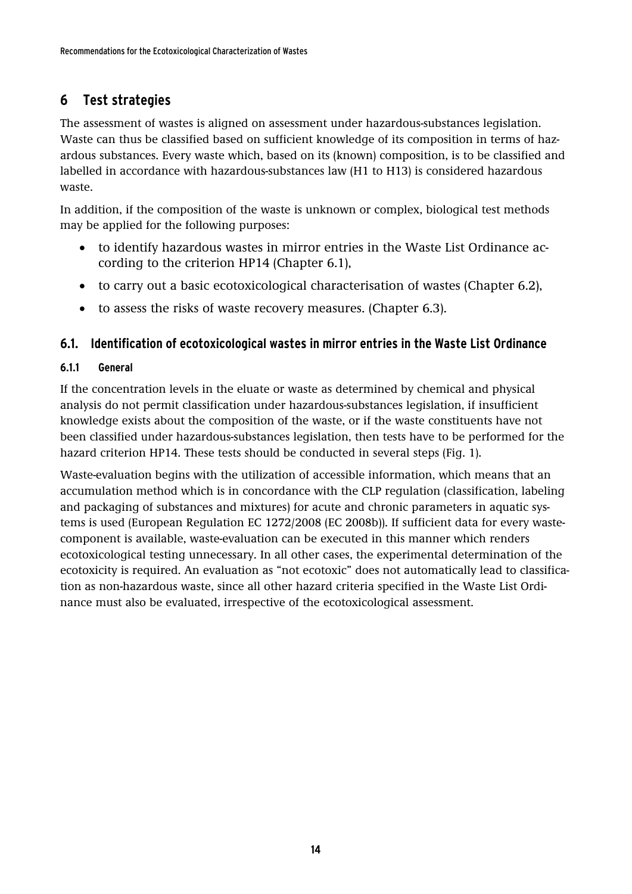## 6 Test strategies

The assessment of wastes is aligned on assessment under hazardous-substances legislation. Waste can thus be classified based on sufficient knowledge of its composition in terms of hazardous substances. Every waste which, based on its (known) composition, is to be classified and labelled in accordance with hazardous-substances law (H1 to H13) is considered hazardous waste.

In addition, if the composition of the waste is unknown or complex, biological test methods may be applied for the following purposes:

- to identify hazardous wastes in mirror entries in the Waste List Ordinance according to the criterion HP14 (Chapter 6.1),
- to carry out a basic ecotoxicological characterisation of wastes (Chapter 6.2),
- to assess the risks of waste recovery measures. (Chapter 6.3).

### 6.1. Identification of ecotoxicological wastes in mirror entries in the Waste List Ordinance

#### 6.1.1 General

If the concentration levels in the eluate or waste as determined by chemical and physical analysis do not permit classification under hazardous-substances legislation, if insufficient knowledge exists about the composition of the waste, or if the waste constituents have not been classified under hazardous-substances legislation, then tests have to be performed for the hazard criterion HP14. These tests should be conducted in several steps (Fig. 1).

Waste-evaluation begins with the utilization of accessible information, which means that an accumulation method which is in concordance with the CLP regulation (classification, labeling and packaging of substances and mixtures) for acute and chronic parameters in aquatic systems is used (European Regulation EC 1272/2008 (EC 2008b)). If sufficient data for every waste-component is available, waste-evaluation can be executed in this manner which renders ecotoxicological testing unnecessary. In all other cases, the experimental determination of the ecotoxicity is required. An evaluation as "not ecotoxic" does not automatically lead to classification as non-hazardous waste, since all other hazard criteria specified in the Waste List Ordinance must also be evaluated, irrespective of the ecotoxicological assessment.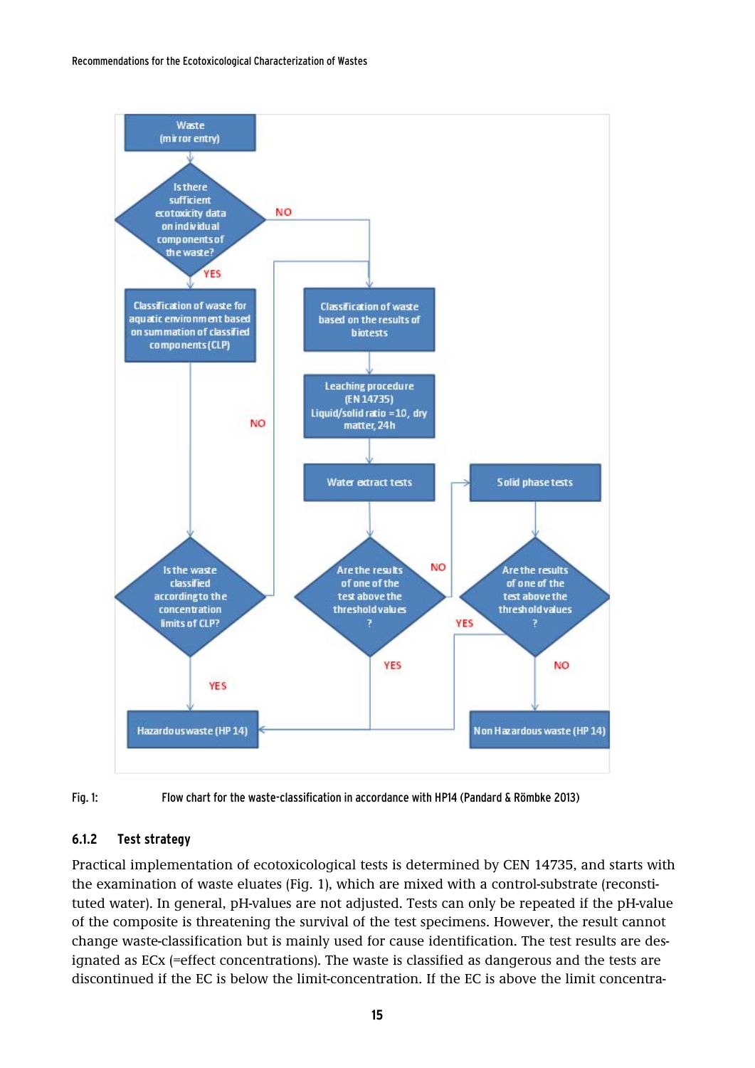Fig. 1: Flow chart for the waste-classification in accordance with HP14 (Pandard & Römbke 2013)

### 6.1.2 Test strategy

Practical implementation of ecotoxicological tests is determined by CEN 14735, and starts with the examination of waste eluates (Fig. 1), which are mixed with a control-substrate (reconstituted water). In general, pH-values are not adjusted. Tests can only be repeated if the pH-value of the composite is threatening the survival of the test specimens. However, the result cannot change waste-classification but is mainly used for cause identification. The test results are designated as ECx (=effect concentrations). The waste is classified as dangerous and the tests are discontinued if the EC is below the limit-concentration. If the EC is above the limit concentra-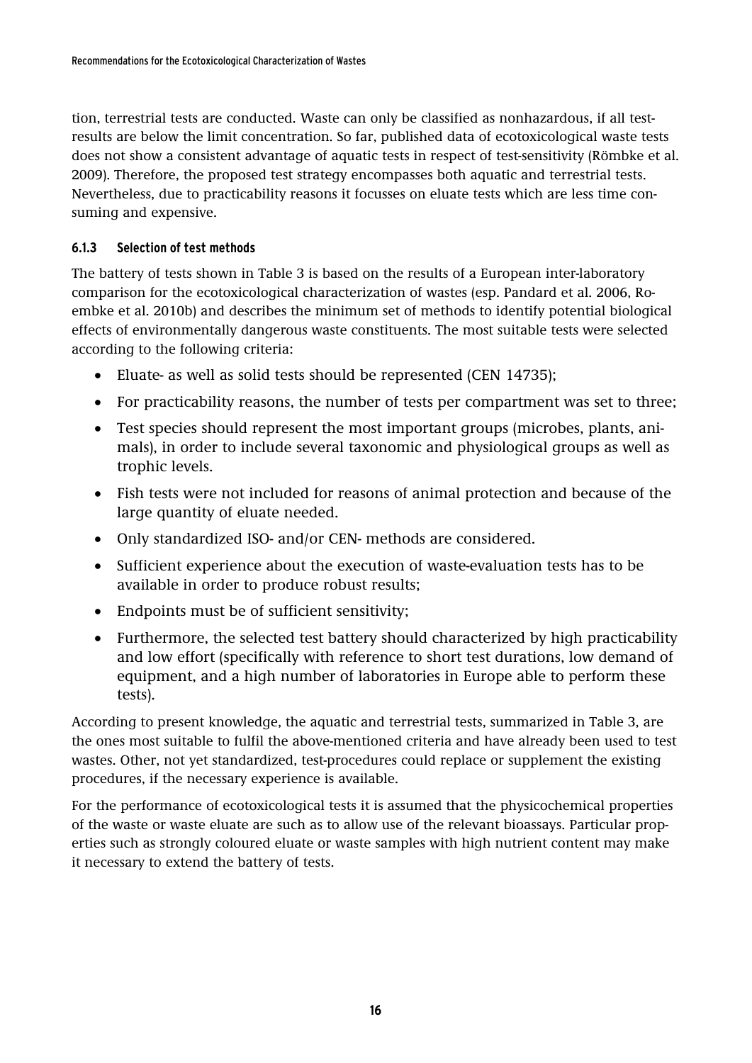tion, terrestrial tests are conducted. Waste can only be classified as nonhazardous, if all test-results are below the limit concentration. So far, published data of ecotoxicological waste tests does not show a consistent advantage of aquatic tests in respect of test-sensitivity (Römbke et al. 2009). Therefore, the proposed test strategy encompasses both aquatic and terrestrial tests. Nevertheless, due to practicability reasons it focusses on eluate tests which are less time consuming and expensive.

#### 6.1.3 Selection of test methods

The battery of tests shown in Table 3 is based on the results of a European inter-laboratory comparison for the ecotoxicological characterization of wastes (esp. Pandard et al. 2006, Roembke et al. 2010b) and describes the minimum set of methods to identify potential biological effects of environmentally dangerous waste constituents. The most suitable tests were selected according to the following criteria:

- Eluate- as well as solid tests should be represented (CEN 14735);
- For practicability reasons, the number of tests per compartment was set to three;
- Test species should represent the most important groups (microbes, plants, animals), in order to include several taxonomic and physiological groups as well as trophic levels.
- Fish tests were not included for reasons of animal protection and because of the large quantity of eluate needed.
- Only standardized ISO- and/or CEN- methods are considered.
- Sufficient experience about the execution of waste-evaluation tests has to be available in order to produce robust results;
- Endpoints must be of sufficient sensitivity;
- Furthermore, the selected test battery should characterized by high practicability and low effort (specifically with reference to short test durations, low demand of equipment, and a high number of laboratories in Europe able to perform these tests).

According to present knowledge, the aquatic and terrestrial tests, summarized in Table 3, are the ones most suitable to fulfil the above-mentioned criteria and have already been used to test wastes. Other, not yet standardized, test-procedures could replace or supplement the existing procedures, if the necessary experience is available.

For the performance of ecotoxicological tests it is assumed that the physicochemical properties of the waste or waste eluate are such as to allow use of the relevant bioassays. Particular properties such as strongly coloured eluate or waste samples with high nutrient content may make it necessary to extend the battery of tests.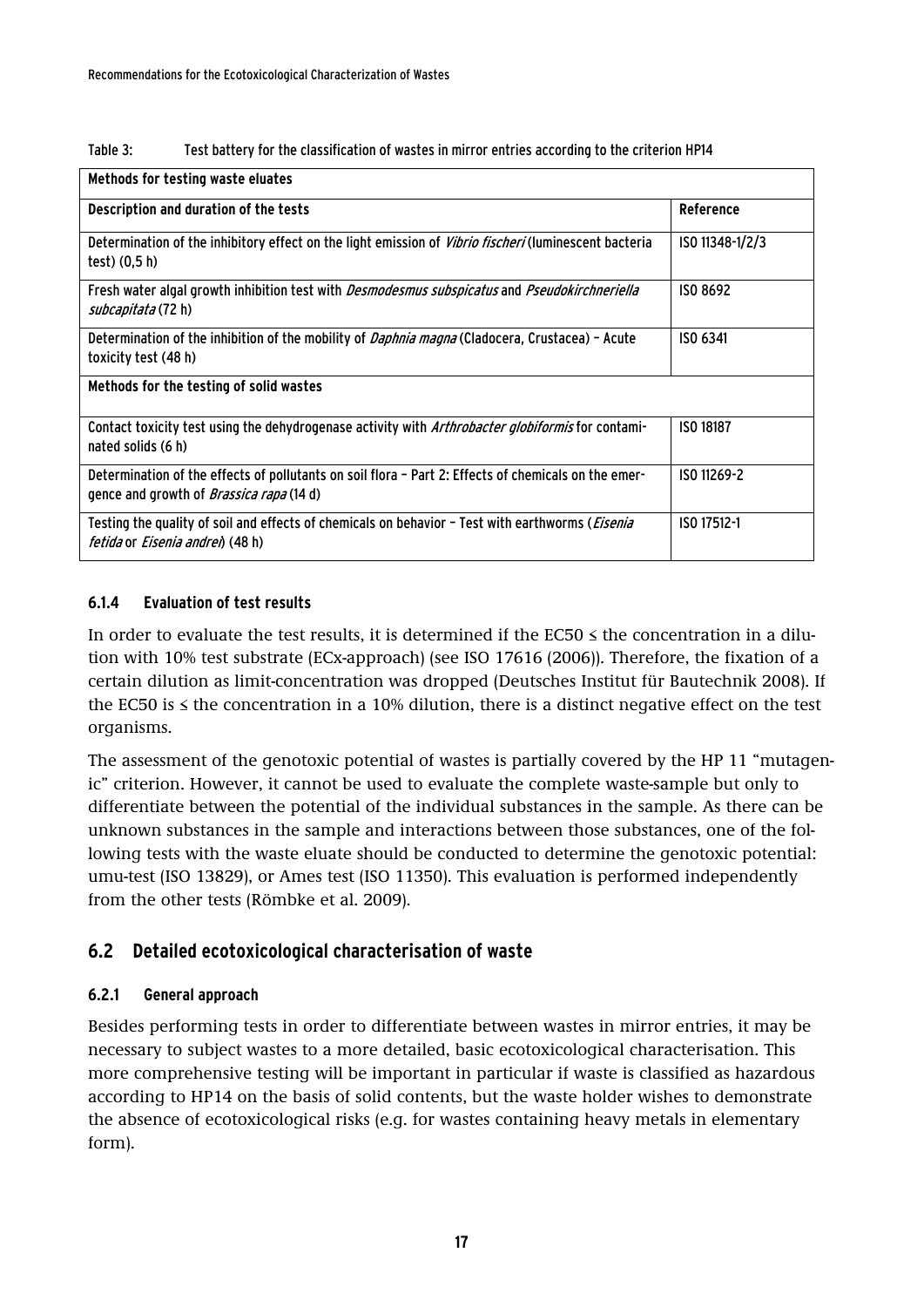Table 3: Test battery for the classification of wastes in mirror entries according to the criterion HP14

| Methods for testing waste eluates | |
|---|---|
| **Description and duration of the tests** | **Reference** |
| Determination of the inhibitory effect on the light emission of *Vibrio fischeri* (luminescent bacteria test) (0,5 h) | ISO 11348-1/2/3 |
| Fresh water algal growth inhibition test with *Desmodesmus subspicatus* and *Pseudokirchneriella subcapitata* (72 h) | ISO 8692 |
| Determination of the inhibition of the mobility of *Daphnia magna* (Cladocera, Crustacea) – Acute toxicity test (48 h) | ISO 6341 |
| **Methods for the testing of solid wastes** | |
| Contact toxicity test using the dehydrogenase activity with *Arthrobacter globiformis* for contaminated solids (6 h) | ISO 18187 |
| Determination of the effects of pollutants on soil flora – Part 2: Effects of chemicals on the emergence and growth of *Brassica rapa* (14 d) | ISO 11269-2 |
| Testing the quality of soil and effects of chemicals on behavior – Test with earthworms (*Eisenia fetida* or *Eisenia andrei*) (48 h) | ISO 17512-1 |

#### 6.1.4 Evaluation of test results

In order to evaluate the test results, it is determined if the EC50 ≤ the concentration in a dilution with 10% test substrate (ECx-approach) (see ISO 17616 (2006)). Therefore, the fixation of a certain dilution as limit-concentration was dropped (Deutsches Institut für Bautechnik 2008). If the EC50 is ≤ the concentration in a 10% dilution, there is a distinct negative effect on the test organisms.

The assessment of the genotoxic potential of wastes is partially covered by the HP 11 "mutagenic" criterion. However, it cannot be used to evaluate the complete waste-sample but only to differentiate between the potential of the individual substances in the sample. As there can be unknown substances in the sample and interactions between those substances, one of the following tests with the waste eluate should be conducted to determine the genotoxic potential: umu-test (ISO 13829), or Ames test (ISO 11350). This evaluation is performed independently from the other tests (Römbke et al. 2009).

## 6.2 Detailed ecotoxicological characterisation of waste

#### 6.2.1 General approach

Besides performing tests in order to differentiate between wastes in mirror entries, it may be necessary to subject wastes to a more detailed, basic ecotoxicological characterisation. This more comprehensive testing will be important in particular if waste is classified as hazardous according to HP14 on the basis of solid contents, but the waste holder wishes to demonstrate the absence of ecotoxicological risks (e.g. for wastes containing heavy metals in elementary form).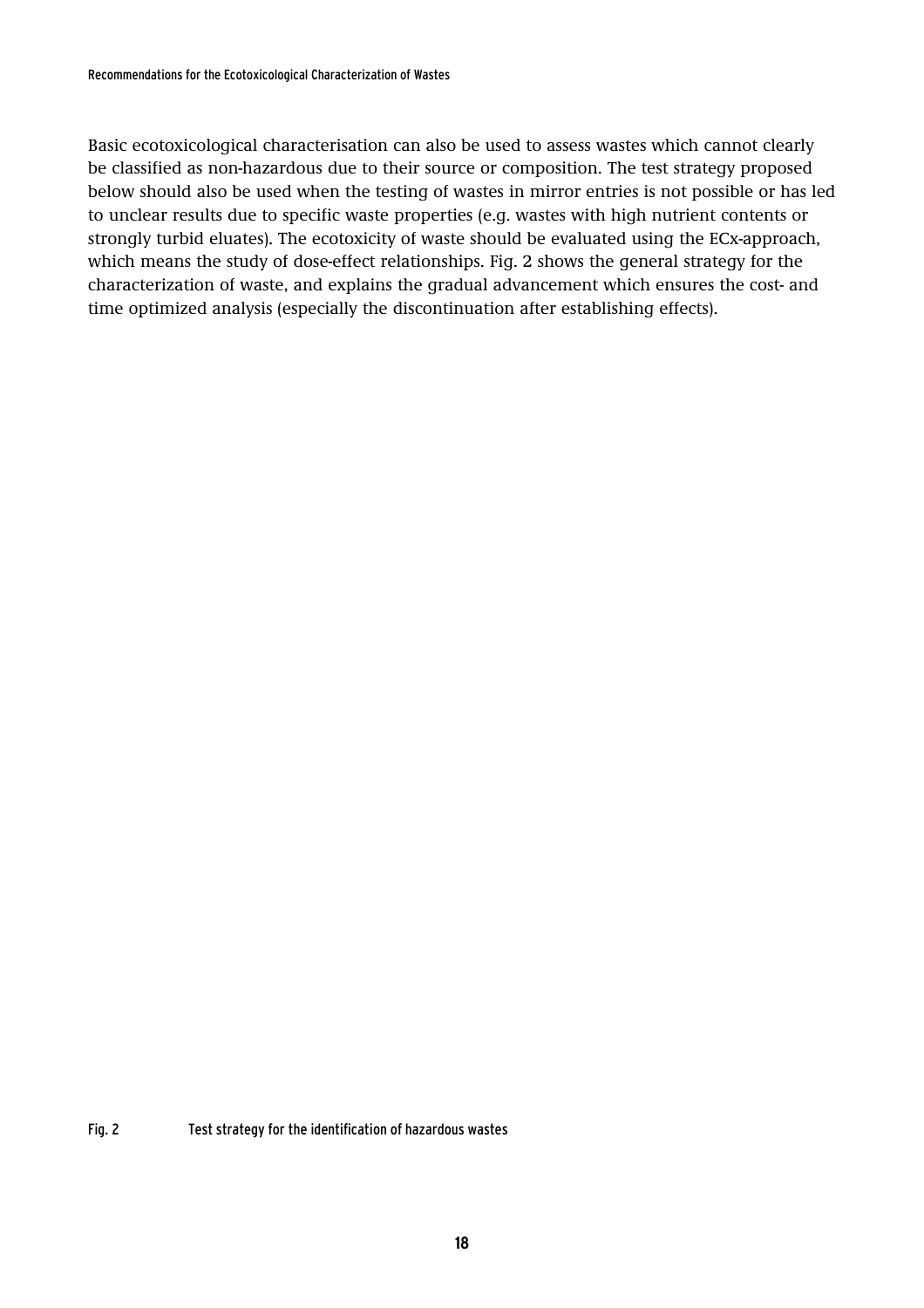Basic ecotoxicological characterisation can also be used to assess wastes which cannot clearly be classified as non-hazardous due to their source or composition. The test strategy proposed below should also be used when the testing of wastes in mirror entries is not possible or has led to unclear results due to specific waste properties (e.g. wastes with high nutrient contents or strongly turbid eluates). The ecotoxicity of waste should be evaluated using the ECx-approach, which means the study of dose-effect relationships. Fig. 2 shows the general strategy for the characterization of waste, and explains the gradual advancement which ensures the cost- and time optimized analysis (especially the discontinuation after establishing effects).

Fig. 2 Test strategy for the identification of hazardous wastes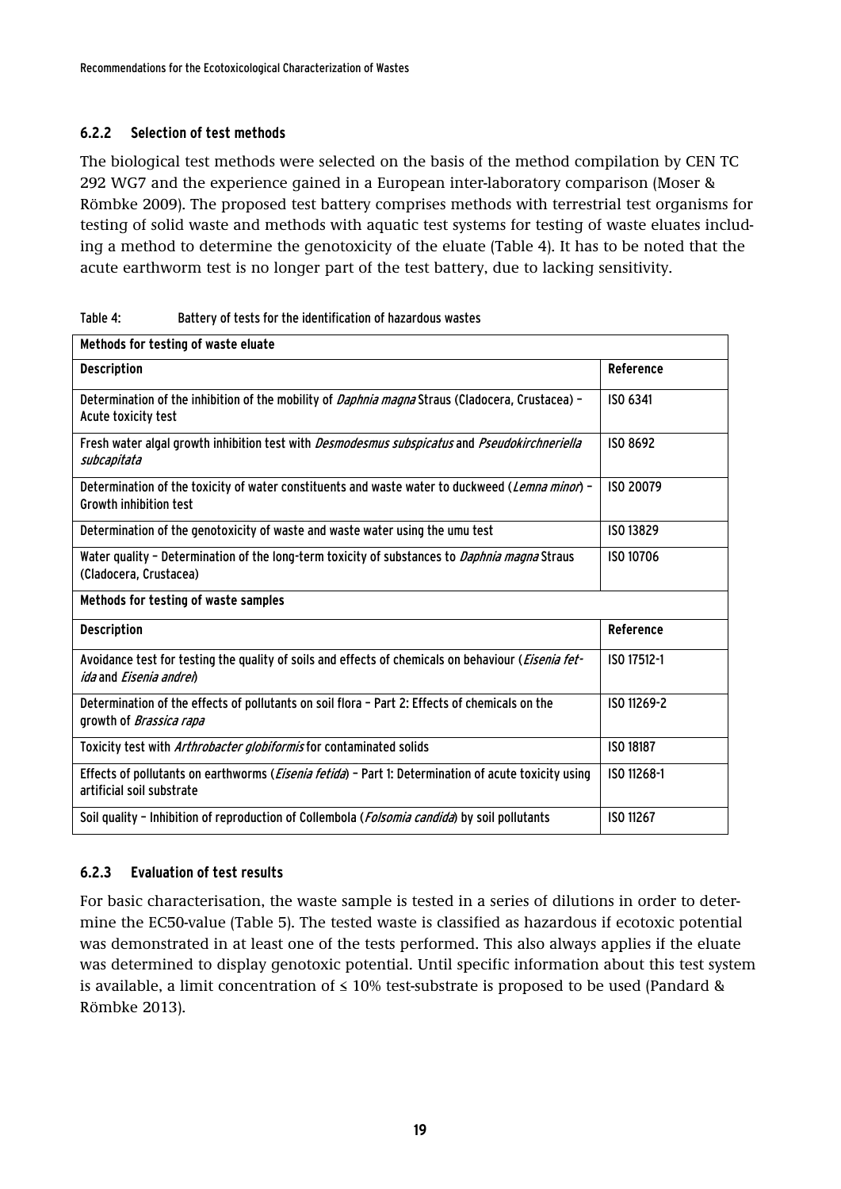### 6.2.2 Selection of test methods

The biological test methods were selected on the basis of the method compilation by CEN TC 292 WG7 and the experience gained in a European inter-laboratory comparison (Moser & Römbke 2009). The proposed test battery comprises methods with terrestrial test organisms for testing of solid waste and methods with aquatic test systems for testing of waste eluates including a method to determine the genotoxicity of the eluate (Table 4). It has to be noted that the acute earthworm test is no longer part of the test battery, due to lacking sensitivity.

Table 4: Battery of tests for the identification of hazardous wastes

| Methods for testing of waste eluate | |
|---|---|
| **Description** | **Reference** |
| Determination of the inhibition of the mobility of *Daphnia magna* Straus (Cladocera, Crustacea) – Acute toxicity test | ISO 6341 |
| Fresh water algal growth inhibition test with *Desmodesmus subspicatus* and *Pseudokirchneriella subcapitata* | ISO 8692 |
| Determination of the toxicity of water constituents and waste water to duckweed (*Lemna minor*) – Growth inhibition test | ISO 20079 |
| Determination of the genotoxicity of waste and waste water using the umu test | ISO 13829 |
| Water quality – Determination of the long-term toxicity of substances to *Daphnia magna* Straus (Cladocera, Crustacea) | ISO 10706 |
| **Methods for testing of waste samples** | |
| **Description** | **Reference** |
| Avoidance test for testing the quality of soils and effects of chemicals on behaviour (*Eisenia fetida* and *Eisenia andrei*) | ISO 17512-1 |
| Determination of the effects of pollutants on soil flora – Part 2: Effects of chemicals on the growth of *Brassica rapa* | ISO 11269-2 |
| Toxicity test with *Arthrobacter globiformis* for contaminated solids | ISO 18187 |
| Effects of pollutants on earthworms (*Eisenia fetida*) – Part 1: Determination of acute toxicity using artificial soil substrate | ISO 11268-1 |
| Soil quality – Inhibition of reproduction of Collembola (*Folsomia candida*) by soil pollutants | ISO 11267 |

### 6.2.3 Evaluation of test results

For basic characterisation, the waste sample is tested in a series of dilutions in order to determine the EC50-value (Table 5). The tested waste is classified as hazardous if ecotoxic potential was demonstrated in at least one of the tests performed. This also always applies if the eluate was determined to display genotoxic potential. Until specific information about this test system is available, a limit concentration of ≤ 10% test-substrate is proposed to be used (Pandard & Römbke 2013).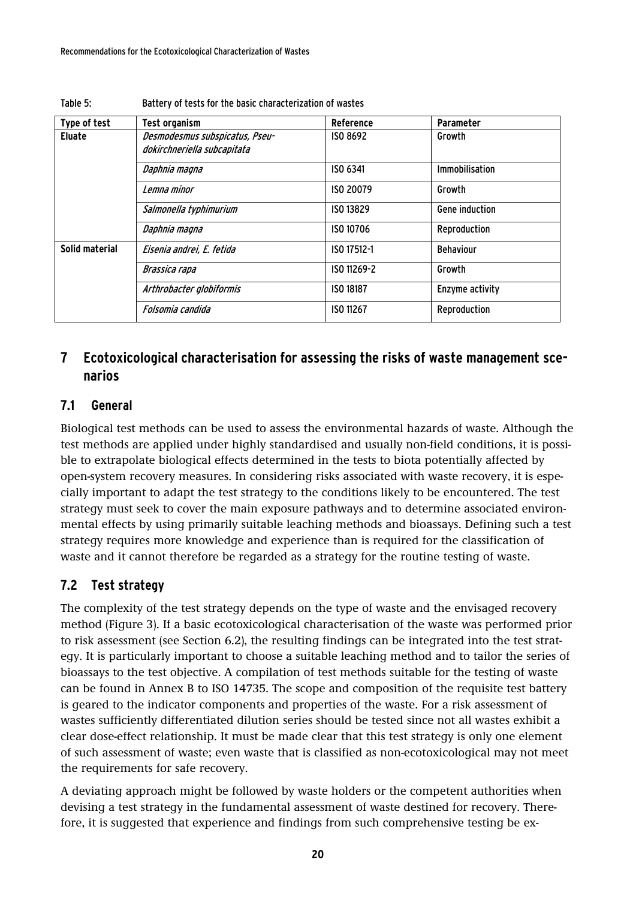Table 5: Battery of tests for the basic characterization of wastes

| Type of test | Test organism | Reference | Parameter |
|---|---|---|---|
| **Eluate** | *Desmodesmus subspicatus, Pseudokirchneriella subcapitata* | ISO 8692 | Growth |
| | *Daphnia magna* | ISO 6341 | Immobilisation |
| | *Lemna minor* | ISO 20079 | Growth |
| | *Salmonella typhimurium* | ISO 13829 | Gene induction |
| | *Daphnia magna* | ISO 10706 | Reproduction |
| **Solid material** | *Eisenia andrei, E. fetida* | ISO 17512-1 | Behaviour |
| | *Brassica rapa* | ISO 11269-2 | Growth |
| | *Arthrobacter globiformis* | ISO 18187 | Enzyme activity |
| | *Folsomia candida* | ISO 11267 | Reproduction |

# 7 Ecotoxicological characterisation for assessing the risks of waste management scenarios

## 7.1 General

Biological test methods can be used to assess the environmental hazards of waste. Although the test methods are applied under highly standardised and usually non-field conditions, it is possible to extrapolate biological effects determined in the tests to biota potentially affected by open-system recovery measures. In considering risks associated with waste recovery, it is especially important to adapt the test strategy to the conditions likely to be encountered. The test strategy must seek to cover the main exposure pathways and to determine associated environmental effects by using primarily suitable leaching methods and bioassays. Defining such a test strategy requires more knowledge and experience than is required for the classification of waste and it cannot therefore be regarded as a strategy for the routine testing of waste.

## 7.2 Test strategy

The complexity of the test strategy depends on the type of waste and the envisaged recovery method (Figure 3). If a basic ecotoxicological characterisation of the waste was performed prior to risk assessment (see Section 6.2), the resulting findings can be integrated into the test strategy. It is particularly important to choose a suitable leaching method and to tailor the series of bioassays to the test objective. A compilation of test methods suitable for the testing of waste can be found in Annex B to ISO 14735. The scope and composition of the requisite test battery is geared to the indicator components and properties of the waste. For a risk assessment of wastes sufficiently differentiated dilution series should be tested since not all wastes exhibit a clear dose-effect relationship. It must be made clear that this test strategy is only one element of such assessment of waste; even waste that is classified as non-ecotoxicological may not meet the requirements for safe recovery.

A deviating approach might be followed by waste holders or the competent authorities when devising a test strategy in the fundamental assessment of waste destined for recovery. Therefore, it is suggested that experience and findings from such comprehensive testing be ex-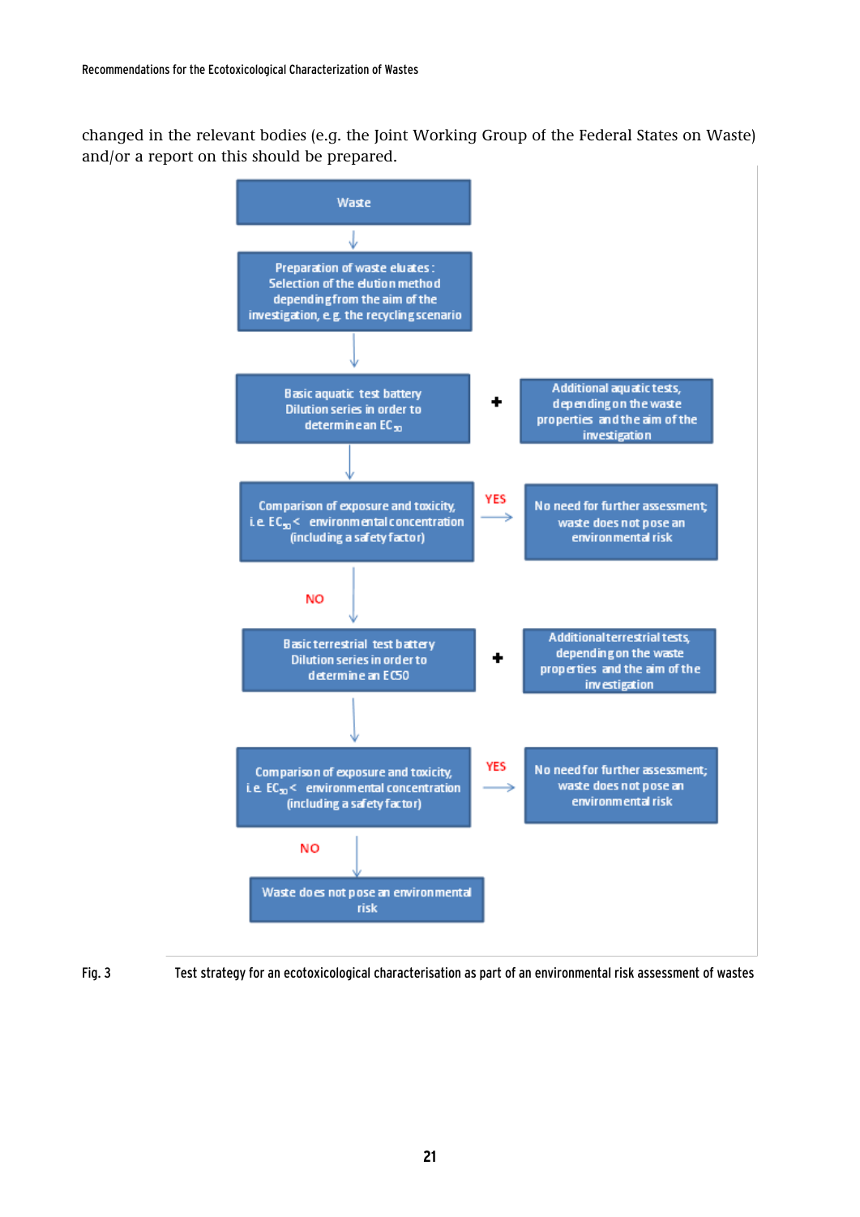changed in the relevant bodies (e.g. the Joint Working Group of the Federal States on Waste) and/or a report on this should be prepared.

Waste

↓

Preparation of waste eluates: Selection of the elution method depending from the aim of the investigation, e.g. the recycling scenario

↓

Basic aquatic test battery Dilution series in order to determine an $EC_{50}$ **+** Additional aquatic tests, depending on the waste properties and the aim of the investigation

↓

Comparison of exposure and toxicity, i.e. $EC_{50}$ < environmental concentration (including a safety factor) —YES→ No need for further assessment; waste does not pose an environmental risk

↓ NO

Basic terrestrial test battery Dilution series in order to determine an EC50 **+** Additional terrestrial tests, depending on the waste properties and the aim of the investigation

↓

Comparison of exposure and toxicity, i.e. $EC_{50}$ < environmental concentration (including a safety factor) —YES→ No need for further assessment; waste does not pose an environmental risk

↓ NO

Waste does not pose an environmental risk

Fig. 3 Test strategy for an ecotoxicological characterisation as part of an environmental risk assessment of wastes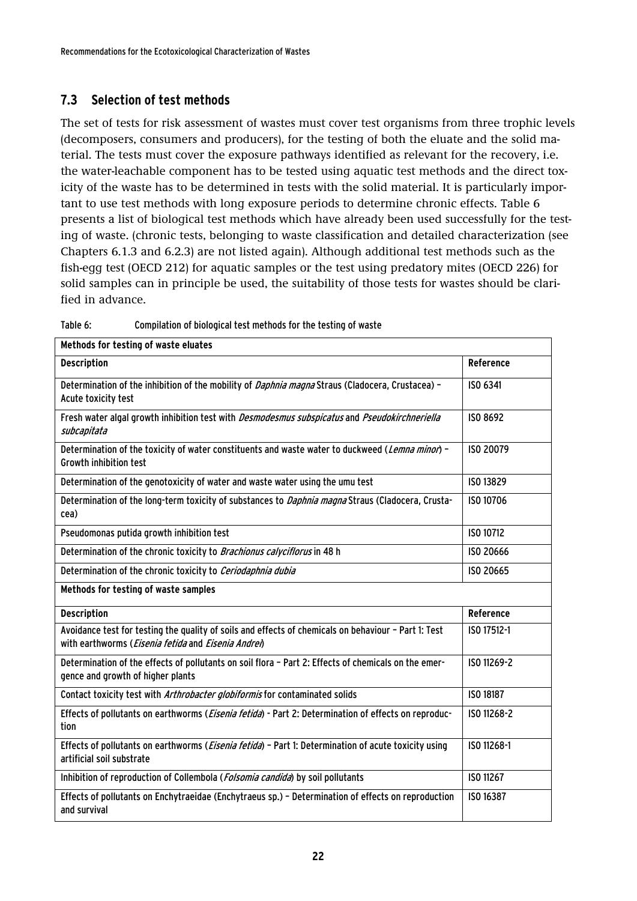## 7.3 Selection of test methods

The set of tests for risk assessment of wastes must cover test organisms from three trophic levels (decomposers, consumers and producers), for the testing of both the eluate and the solid material. The tests must cover the exposure pathways identified as relevant for the recovery, i.e. the water-leachable component has to be tested using aquatic test methods and the direct toxicity of the waste has to be determined in tests with the solid material. It is particularly important to use test methods with long exposure periods to determine chronic effects. Table 6 presents a list of biological test methods which have already been used successfully for the testing of waste. (chronic tests, belonging to waste classification and detailed characterization (see Chapters 6.1.3 and 6.2.3) are not listed again). Although additional test methods such as the fish-egg test (OECD 212) for aquatic samples or the test using predatory mites (OECD 226) for solid samples can in principle be used, the suitability of those tests for wastes should be clarified in advance.

Table 6: Compilation of biological test methods for the testing of waste

| **Methods for testing of waste eluates** | |
|---|---|
| **Description** | **Reference** |
| Determination of the inhibition of the mobility of *Daphnia magna* Straus (Cladocera, Crustacea) – Acute toxicity test | ISO 6341 |
| Fresh water algal growth inhibition test with *Desmodesmus subspicatus* and *Pseudokirchneriella subcapitata* | ISO 8692 |
| Determination of the toxicity of water constituents and waste water to duckweed (*Lemna minor*) – Growth inhibition test | ISO 20079 |
| Determination of the genotoxicity of water and waste water using the umu test | ISO 13829 |
| Determination of the long-term toxicity of substances to *Daphnia magna* Straus (Cladocera, Crustacea) | ISO 10706 |
| Pseudomonas putida growth inhibition test | ISO 10712 |
| Determination of the chronic toxicity to *Brachionus calyciflorus* in 48 h | ISO 20666 |
| Determination of the chronic toxicity to *Ceriodaphnia dubia* | ISO 20665 |
| **Methods for testing of waste samples** | |
| **Description** | **Reference** |
| Avoidance test for testing the quality of soils and effects of chemicals on behaviour – Part 1: Test with earthworms (*Eisenia fetida* and *Eisenia Andrei*) | ISO 17512-1 |
| Determination of the effects of pollutants on soil flora – Part 2: Effects of chemicals on the emergence and growth of higher plants | ISO 11269-2 |
| Contact toxicity test with *Arthrobacter globiformis* for contaminated solids | ISO 18187 |
| Effects of pollutants on earthworms (*Eisenia fetida*) - Part 2: Determination of effects on reproduction | ISO 11268-2 |
| Effects of pollutants on earthworms (*Eisenia fetida*) – Part 1: Determination of acute toxicity using artificial soil substrate | ISO 11268-1 |
| Inhibition of reproduction of Collembola (*Folsomia candida*) by soil pollutants | ISO 11267 |
| Effects of pollutants on Enchytraeidae (Enchytraeus sp.) – Determination of effects on reproduction and survival | ISO 16387 |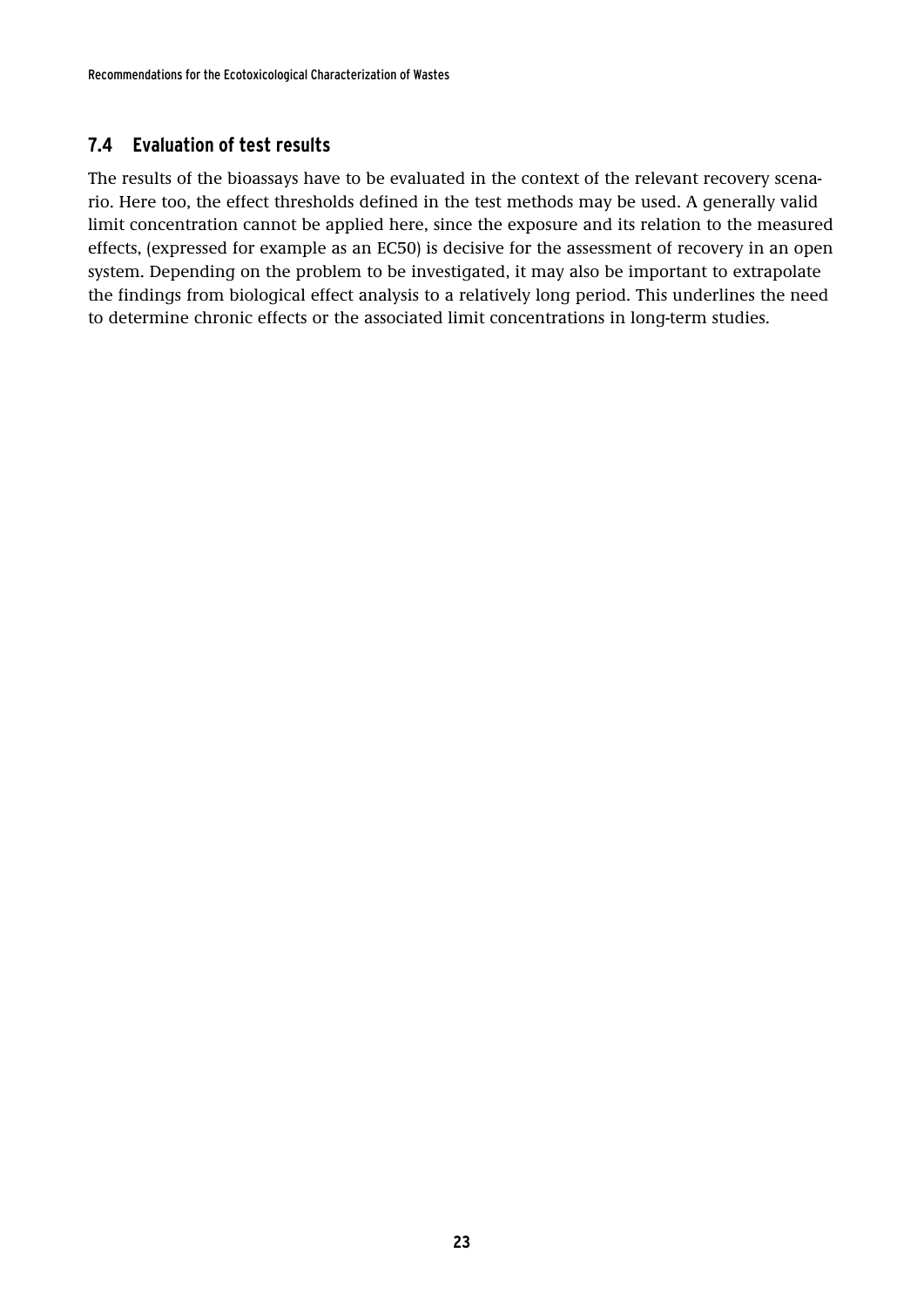## 7.4 Evaluation of test results

The results of the bioassays have to be evaluated in the context of the relevant recovery scenario. Here too, the effect thresholds defined in the test methods may be used. A generally valid limit concentration cannot be applied here, since the exposure and its relation to the measured effects, (expressed for example as an EC50) is decisive for the assessment of recovery in an open system. Depending on the problem to be investigated, it may also be important to extrapolate the findings from biological effect analysis to a relatively long period. This underlines the need to determine chronic effects or the associated limit concentrations in long-term studies.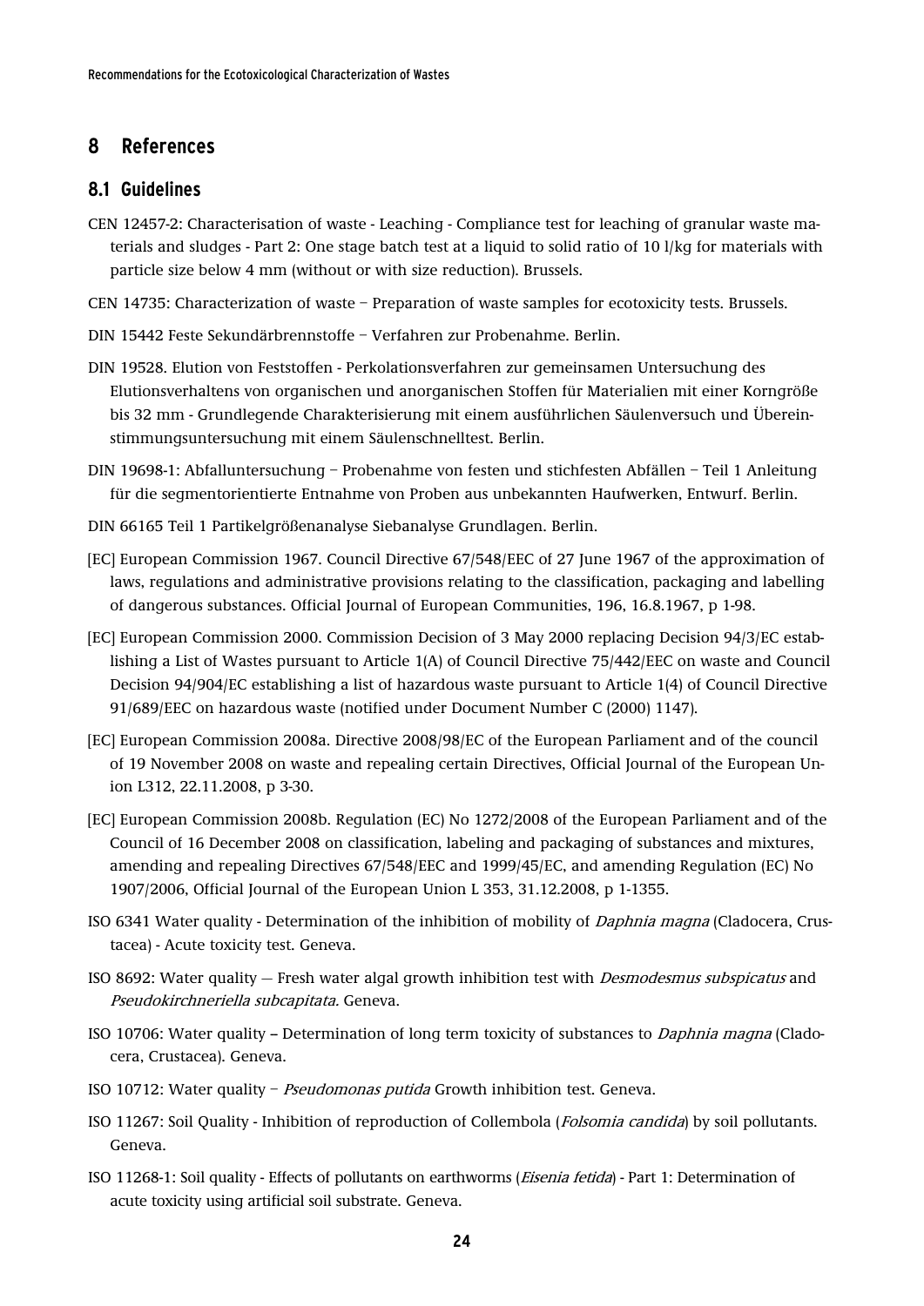# 8 References

## 8.1 Guidelines

CEN 12457-2: Characterisation of waste - Leaching - Compliance test for leaching of granular waste materials and sludges - Part 2: One stage batch test at a liquid to solid ratio of 10 l/kg for materials with particle size below 4 mm (without or with size reduction). Brussels.

CEN 14735: Characterization of waste – Preparation of waste samples for ecotoxicity tests. Brussels.

DIN 15442 Feste Sekundärbrennstoffe – Verfahren zur Probenahme. Berlin.

DIN 19528. Elution von Feststoffen - Perkolationsverfahren zur gemeinsamen Untersuchung des Elutionsverhaltens von organischen und anorganischen Stoffen für Materialien mit einer Korngröße bis 32 mm - Grundlegende Charakterisierung mit einem ausführlichen Säulenversuch und Übereinstimmungsuntersuchung mit einem Säulenschnelltest. Berlin.

DIN 19698-1: Abfalluntersuchung – Probenahme von festen und stichfesten Abfällen – Teil 1 Anleitung für die segmentorientierte Entnahme von Proben aus unbekannten Haufwerken, Entwurf. Berlin.

DIN 66165 Teil 1 Partikelgrößenanalyse Siebanalyse Grundlagen. Berlin.

[EC] European Commission 1967. Council Directive 67/548/EEC of 27 June 1967 of the approximation of laws, regulations and administrative provisions relating to the classification, packaging and labelling of dangerous substances. Official Journal of European Communities, 196, 16.8.1967, p 1-98.

[EC] European Commission 2000. Commission Decision of 3 May 2000 replacing Decision 94/3/EC establishing a List of Wastes pursuant to Article 1(A) of Council Directive 75/442/EEC on waste and Council Decision 94/904/EC establishing a list of hazardous waste pursuant to Article 1(4) of Council Directive 91/689/EEC on hazardous waste (notified under Document Number C (2000) 1147).

[EC] European Commission 2008a. Directive 2008/98/EC of the European Parliament and of the council of 19 November 2008 on waste and repealing certain Directives, Official Journal of the European Union L312, 22.11.2008, p 3-30.

[EC] European Commission 2008b. Regulation (EC) No 1272/2008 of the European Parliament and of the Council of 16 December 2008 on classification, labeling and packaging of substances and mixtures, amending and repealing Directives 67/548/EEC and 1999/45/EC, and amending Regulation (EC) No 1907/2006, Official Journal of the European Union L 353, 31.12.2008, p 1-1355.

ISO 6341 Water quality - Determination of the inhibition of mobility of *Daphnia magna* (Cladocera, Crustacea) - Acute toxicity test. Geneva.

ISO 8692: Water quality — Fresh water algal growth inhibition test with *Desmodesmus subspicatus* and *Pseudokirchneriella subcapitata.* Geneva.

ISO 10706: Water quality – Determination of long term toxicity of substances to *Daphnia magna* (Cladocera, Crustacea). Geneva.

ISO 10712: Water quality – *Pseudomonas putida* Growth inhibition test. Geneva.

ISO 11267: Soil Quality - Inhibition of reproduction of Collembola (*Folsomia candida*) by soil pollutants. Geneva.

ISO 11268-1: Soil quality - Effects of pollutants on earthworms (*Eisenia fetida*) - Part 1: Determination of acute toxicity using artificial soil substrate. Geneva.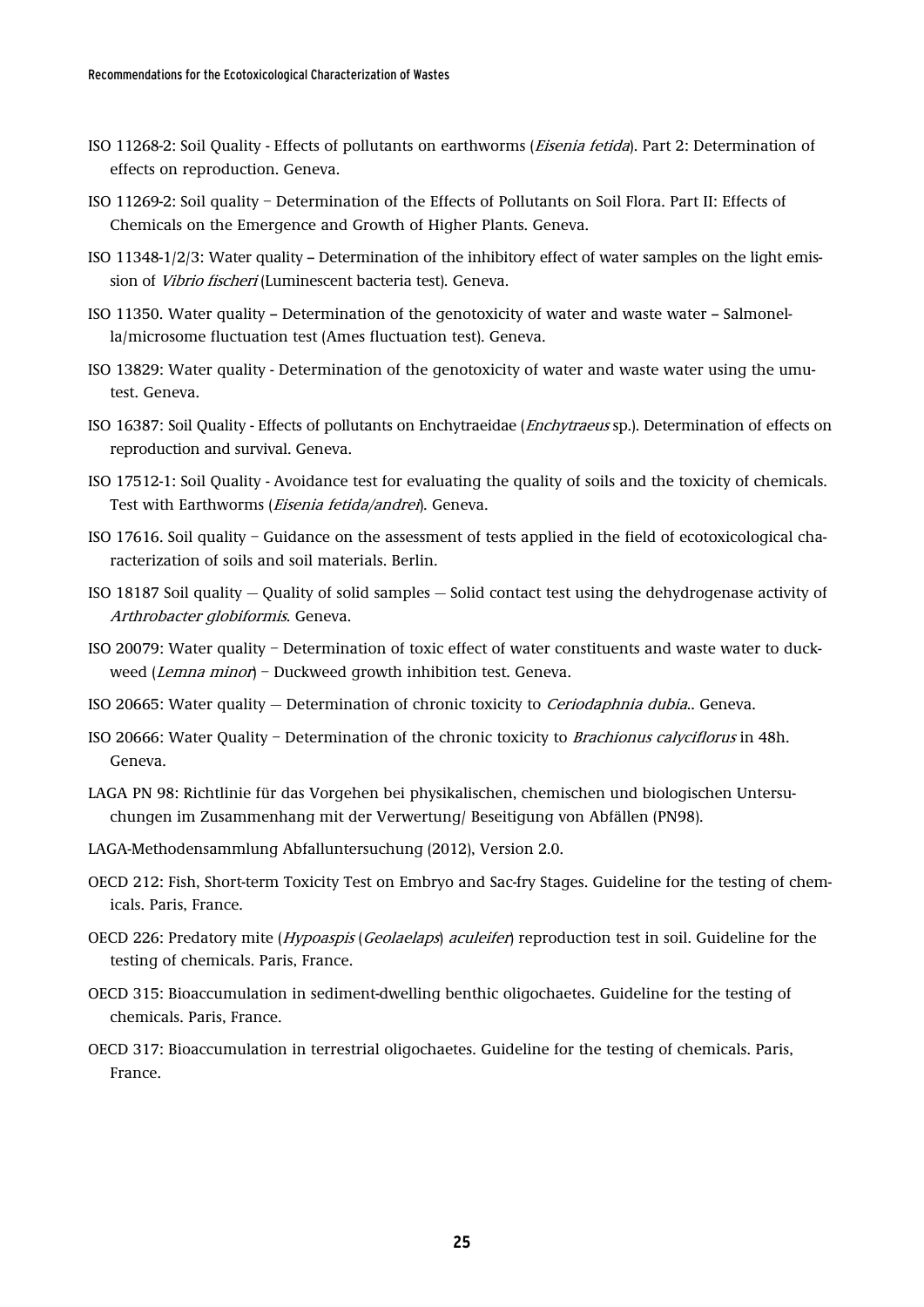ISO 11268-2: Soil Quality - Effects of pollutants on earthworms (*Eisenia fetida*). Part 2: Determination of effects on reproduction. Geneva.

ISO 11269-2: Soil quality – Determination of the Effects of Pollutants on Soil Flora. Part II: Effects of Chemicals on the Emergence and Growth of Higher Plants. Geneva.

ISO 11348-1/2/3: Water quality – Determination of the inhibitory effect of water samples on the light emission of *Vibrio fischeri* (Luminescent bacteria test). Geneva.

ISO 11350. Water quality – Determination of the genotoxicity of water and waste water – Salmonella/microsome fluctuation test (Ames fluctuation test). Geneva.

ISO 13829: Water quality - Determination of the genotoxicity of water and waste water using the umu-test. Geneva.

ISO 16387: Soil Quality - Effects of pollutants on Enchytraeidae (*Enchytraeus* sp.). Determination of effects on reproduction and survival. Geneva.

ISO 17512-1: Soil Quality - Avoidance test for evaluating the quality of soils and the toxicity of chemicals. Test with Earthworms (*Eisenia fetida/andrei*). Geneva.

ISO 17616. Soil quality – Guidance on the assessment of tests applied in the field of ecotoxicological characterization of soils and soil materials. Berlin.

ISO 18187 Soil quality — Quality of solid samples — Solid contact test using the dehydrogenase activity of *Arthrobacter globiformis*. Geneva.

ISO 20079: Water quality – Determination of toxic effect of water constituents and waste water to duckweed (*Lemna minor*) – Duckweed growth inhibition test. Geneva.

ISO 20665: Water quality — Determination of chronic toxicity to *Ceriodaphnia dubia*.. Geneva.

ISO 20666: Water Quality – Determination of the chronic toxicity to *Brachionus calyciflorus* in 48h. Geneva.

LAGA PN 98: Richtlinie für das Vorgehen bei physikalischen, chemischen und biologischen Untersuchungen im Zusammenhang mit der Verwertung/ Beseitigung von Abfällen (PN98).

LAGA-Methodensammlung Abfalluntersuchung (2012), Version 2.0.

OECD 212: Fish, Short-term Toxicity Test on Embryo and Sac-fry Stages. Guideline for the testing of chemicals. Paris, France.

OECD 226: Predatory mite (*Hypoaspis* (*Geolaelaps*) *aculeifer*) reproduction test in soil. Guideline for the testing of chemicals. Paris, France.

OECD 315: Bioaccumulation in sediment-dwelling benthic oligochaetes. Guideline for the testing of chemicals. Paris, France.

OECD 317: Bioaccumulation in terrestrial oligochaetes. Guideline for the testing of chemicals. Paris, France.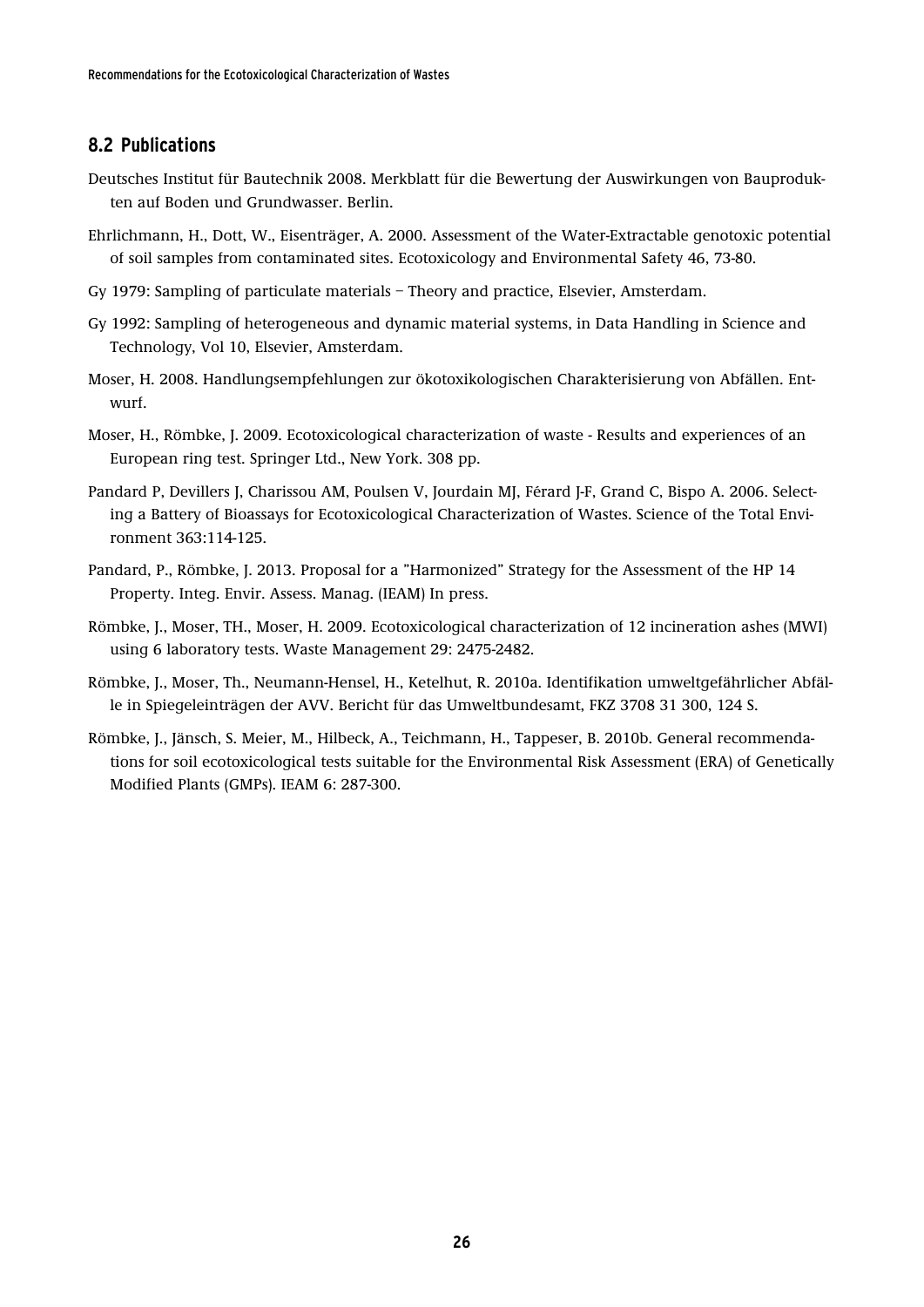## 8.2 Publications

Deutsches Institut für Bautechnik 2008. Merkblatt für die Bewertung der Auswirkungen von Bauprodukten auf Boden und Grundwasser. Berlin.

Ehrlichmann, H., Dott, W., Eisenträger, A. 2000. Assessment of the Water-Extractable genotoxic potential of soil samples from contaminated sites. Ecotoxicology and Environmental Safety 46, 73-80.

Gy 1979: Sampling of particulate materials – Theory and practice, Elsevier, Amsterdam.

Gy 1992: Sampling of heterogeneous and dynamic material systems, in Data Handling in Science and Technology, Vol 10, Elsevier, Amsterdam.

Moser, H. 2008. Handlungsempfehlungen zur ökotoxikologischen Charakterisierung von Abfällen. Entwurf.

Moser, H., Römbke, J. 2009. Ecotoxicological characterization of waste - Results and experiences of an European ring test. Springer Ltd., New York. 308 pp.

Pandard P, Devillers J, Charissou AM, Poulsen V, Jourdain MJ, Férard J-F, Grand C, Bispo A. 2006. Selecting a Battery of Bioassays for Ecotoxicological Characterization of Wastes. Science of the Total Environment 363:114-125.

Pandard, P., Römbke, J. 2013. Proposal for a "Harmonized" Strategy for the Assessment of the HP 14 Property. Integ. Envir. Assess. Manag. (IEAM) In press.

Römbke, J., Moser, TH., Moser, H. 2009. Ecotoxicological characterization of 12 incineration ashes (MWI) using 6 laboratory tests. Waste Management 29: 2475-2482.

Römbke, J., Moser, Th., Neumann-Hensel, H., Ketelhut, R. 2010a. Identifikation umweltgefährlicher Abfälle in Spiegeleinträgen der AVV. Bericht für das Umweltbundesamt, FKZ 3708 31 300, 124 S.

Römbke, J., Jänsch, S. Meier, M., Hilbeck, A., Teichmann, H., Tappeser, B. 2010b. General recommendations for soil ecotoxicological tests suitable for the Environmental Risk Assessment (ERA) of Genetically Modified Plants (GMPs). IEAM 6: 287-300.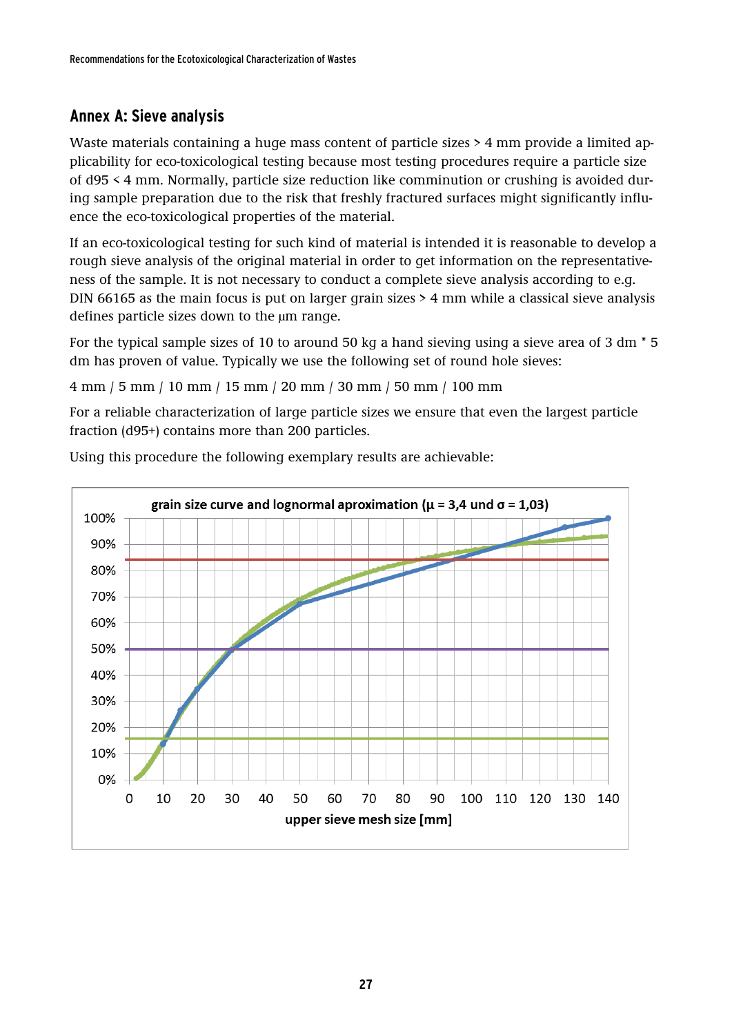## Annex A: Sieve analysis

Waste materials containing a huge mass content of particle sizes > 4 mm provide a limited applicability for eco-toxicological testing because most testing procedures require a particle size of d95 < 4 mm. Normally, particle size reduction like comminution or crushing is avoided during sample preparation due to the risk that freshly fractured surfaces might significantly influence the eco-toxicological properties of the material.

If an eco-toxicological testing for such kind of material is intended it is reasonable to develop a rough sieve analysis of the original material in order to get information on the representativeness of the sample. It is not necessary to conduct a complete sieve analysis according to e.g. DIN 66165 as the main focus is put on larger grain sizes > 4 mm while a classical sieve analysis defines particle sizes down to the µm range.

For the typical sample sizes of 10 to around 50 kg a hand sieving using a sieve area of 3 dm * 5 dm has proven of value. Typically we use the following set of round hole sieves:

4 mm / 5 mm / 10 mm / 15 mm / 20 mm / 30 mm / 50 mm / 100 mm

For a reliable characterization of large particle sizes we ensure that even the largest particle fraction (d95+) contains more than 200 particles.

Using this procedure the following exemplary results are achievable:

grain size curve and lognormal aproximation (µ = 3,4 und σ = 1,03)

100%
90%
80%
70%
60%
50%
40%
30%
20%
10%
0%

0 10 20 30 40 50 60 70 80 90 100 110 120 130 140

upper sieve mesh size [mm]